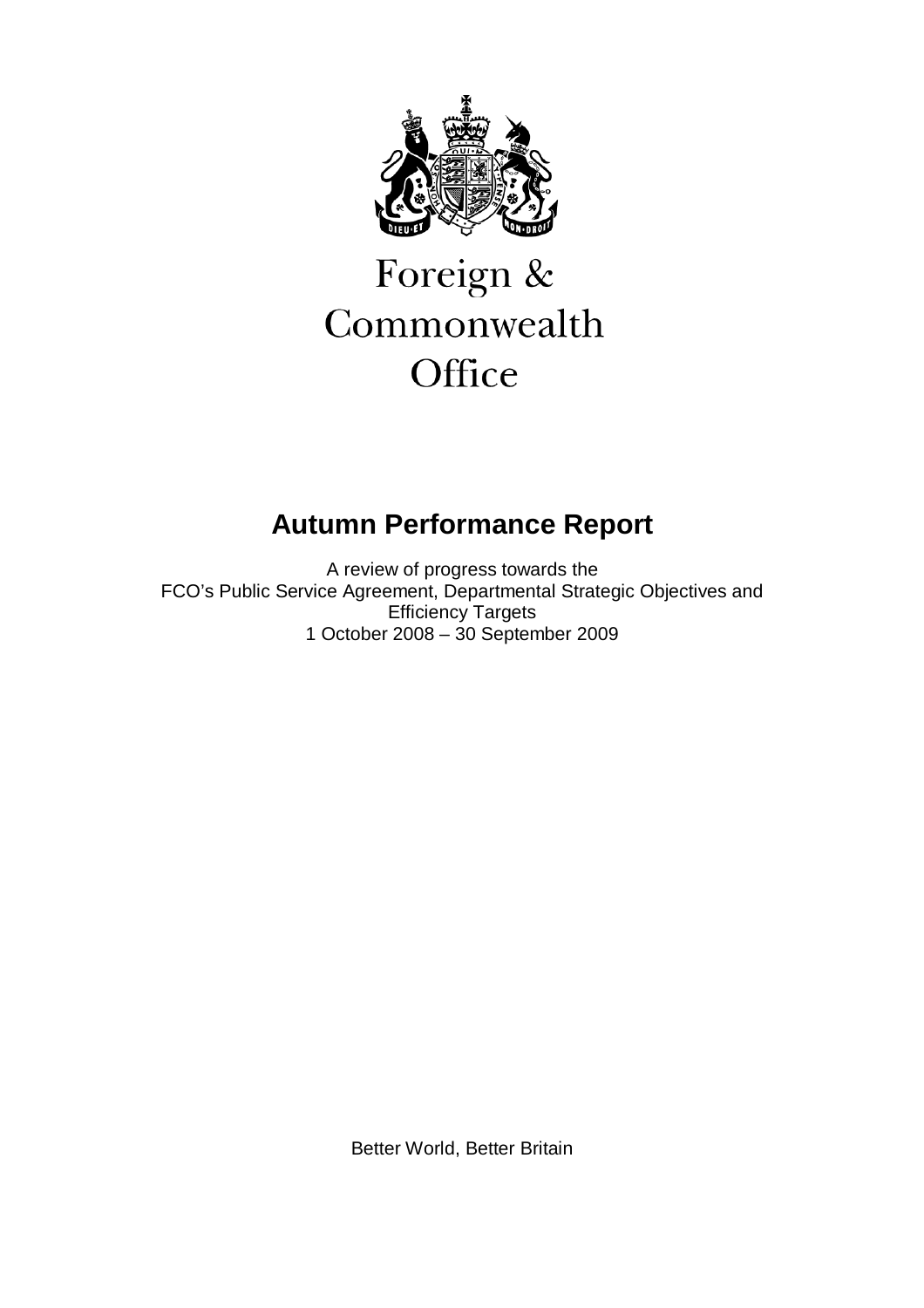Foreign & Commonwealth Office

# Autumn Performance Report

A review of progress towards the FCO's Public Service Agreement, Departmental Strategic Objectives and Efficiency Targets
1 October 2008 – 30 September 2009

Better World, Better Britain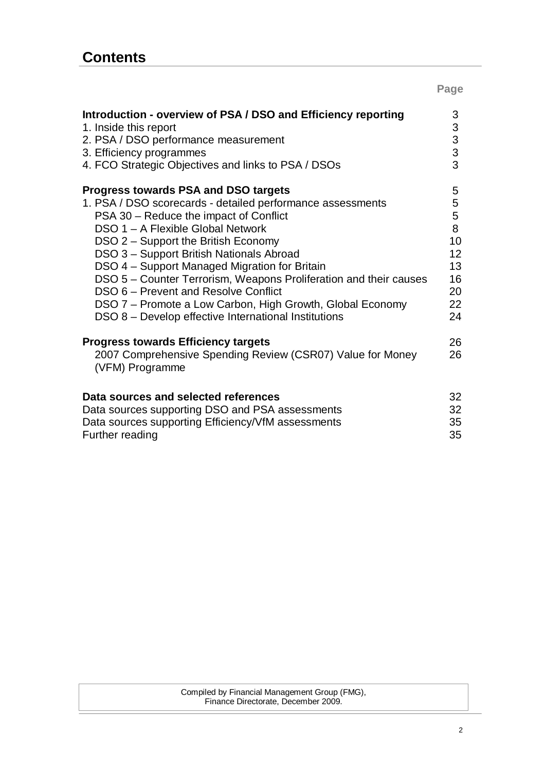# Contents

| | Page |
|---|---|
| **Introduction - overview of PSA / DSO and Efficiency reporting** | 3 |
| 1. Inside this report | 3 |
| 2. PSA / DSO performance measurement | 3 |
| 3. Efficiency programmes | 3 |
| 4. FCO Strategic Objectives and links to PSA / DSOs | 3 |
| **Progress towards PSA and DSO targets** | 5 |
| 1. PSA / DSO scorecards - detailed performance assessments | 5 |
| PSA 30 – Reduce the impact of Conflict | 5 |
| DSO 1 – A Flexible Global Network | 8 |
| DSO 2 – Support the British Economy | 10 |
| DSO 3 – Support British Nationals Abroad | 12 |
| DSO 4 – Support Managed Migration for Britain | 13 |
| DSO 5 – Counter Terrorism, Weapons Proliferation and their causes | 16 |
| DSO 6 – Prevent and Resolve Conflict | 20 |
| DSO 7 – Promote a Low Carbon, High Growth, Global Economy | 22 |
| DSO 8 – Develop effective International Institutions | 24 |
| **Progress towards Efficiency targets** | 26 |
| 2007 Comprehensive Spending Review (CSR07) Value for Money (VFM) Programme | 26 |
| **Data sources and selected references** | 32 |
| Data sources supporting DSO and PSA assessments | 32 |
| Data sources supporting Efficiency/VfM assessments | 35 |
| Further reading | 35 |

Compiled by Financial Management Group (FMG), Finance Directorate, December 2009.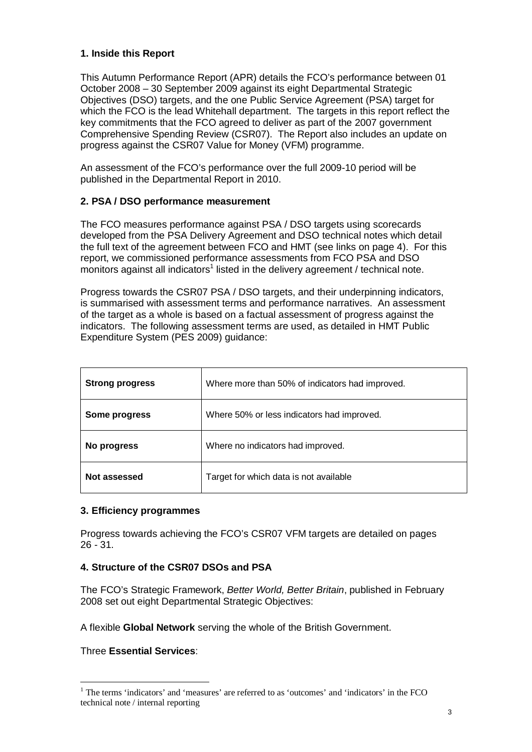## 1. Inside this Report

This Autumn Performance Report (APR) details the FCO's performance between 01 October 2008 – 30 September 2009 against its eight Departmental Strategic Objectives (DSO) targets, and the one Public Service Agreement (PSA) target for which the FCO is the lead Whitehall department. The targets in this report reflect the key commitments that the FCO agreed to deliver as part of the 2007 government Comprehensive Spending Review (CSR07). The Report also includes an update on progress against the CSR07 Value for Money (VFM) programme.

An assessment of the FCO's performance over the full 2009-10 period will be published in the Departmental Report in 2010.

## 2. PSA / DSO performance measurement

The FCO measures performance against PSA / DSO targets using scorecards developed from the PSA Delivery Agreement and DSO technical notes which detail the full text of the agreement between FCO and HMT (see links on page 4). For this report, we commissioned performance assessments from FCO PSA and DSO monitors against all indicators[1] listed in the delivery agreement / technical note.

Progress towards the CSR07 PSA / DSO targets, and their underpinning indicators, is summarised with assessment terms and performance narratives. An assessment of the target as a whole is based on a factual assessment of progress against the indicators. The following assessment terms are used, as detailed in HMT Public Expenditure System (PES 2009) guidance:

| | |
|---|---|
| **Strong progress** | Where more than 50% of indicators had improved. |
| **Some progress** | Where 50% or less indicators had improved. |
| **No progress** | Where no indicators had improved. |
| **Not assessed** | Target for which data is not available |

## 3. Efficiency programmes

Progress towards achieving the FCO's CSR07 VFM targets are detailed on pages 26 - 31.

## 4. Structure of the CSR07 DSOs and PSA

The FCO's Strategic Framework, *Better World, Better Britain*, published in February 2008 set out eight Departmental Strategic Objectives:

A flexible **Global Network** serving the whole of the British Government.

Three **Essential Services**:

[1] The terms 'indicators' and 'measures' are referred to as 'outcomes' and 'indicators' in the FCO technical note / internal reporting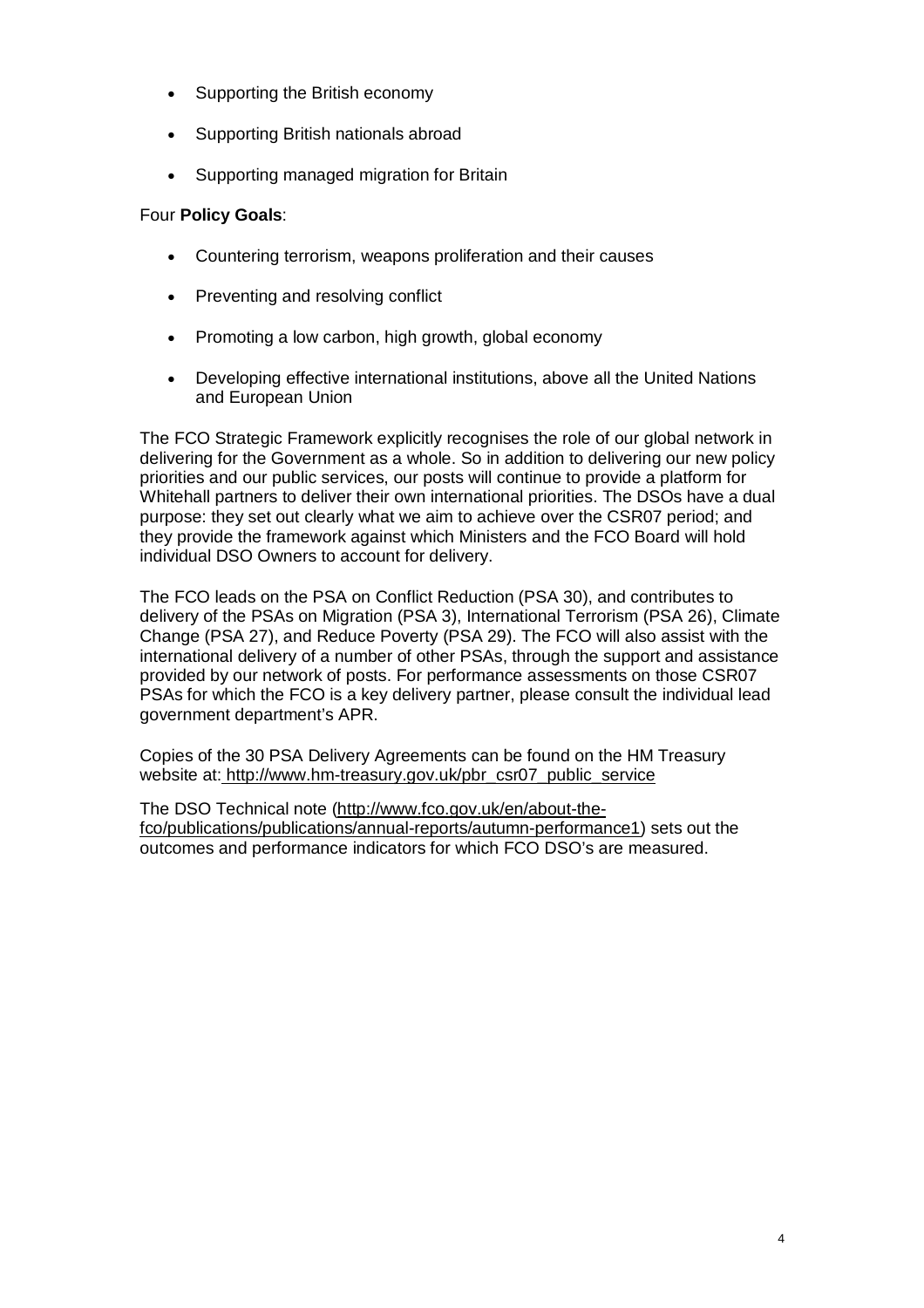- Supporting the British economy
- Supporting British nationals abroad
- Supporting managed migration for Britain

Four **Policy Goals**:

- Countering terrorism, weapons proliferation and their causes
- Preventing and resolving conflict
- Promoting a low carbon, high growth, global economy
- Developing effective international institutions, above all the United Nations and European Union

The FCO Strategic Framework explicitly recognises the role of our global network in delivering for the Government as a whole. So in addition to delivering our new policy priorities and our public services, our posts will continue to provide a platform for Whitehall partners to deliver their own international priorities. The DSOs have a dual purpose: they set out clearly what we aim to achieve over the CSR07 period; and they provide the framework against which Ministers and the FCO Board will hold individual DSO Owners to account for delivery.

The FCO leads on the PSA on Conflict Reduction (PSA 30), and contributes to delivery of the PSAs on Migration (PSA 3), International Terrorism (PSA 26), Climate Change (PSA 27), and Reduce Poverty (PSA 29). The FCO will also assist with the international delivery of a number of other PSAs, through the support and assistance provided by our network of posts. For performance assessments on those CSR07 PSAs for which the FCO is a key delivery partner, please consult the individual lead government department's APR.

Copies of the 30 PSA Delivery Agreements can be found on the HM Treasury website at: http://www.hm-treasury.gov.uk/pbr_csr07_public_service

The DSO Technical note (http://www.fco.gov.uk/en/about-the-fco/publications/publications/annual-reports/autumn-performance1) sets out the outcomes and performance indicators for which FCO DSO's are measured.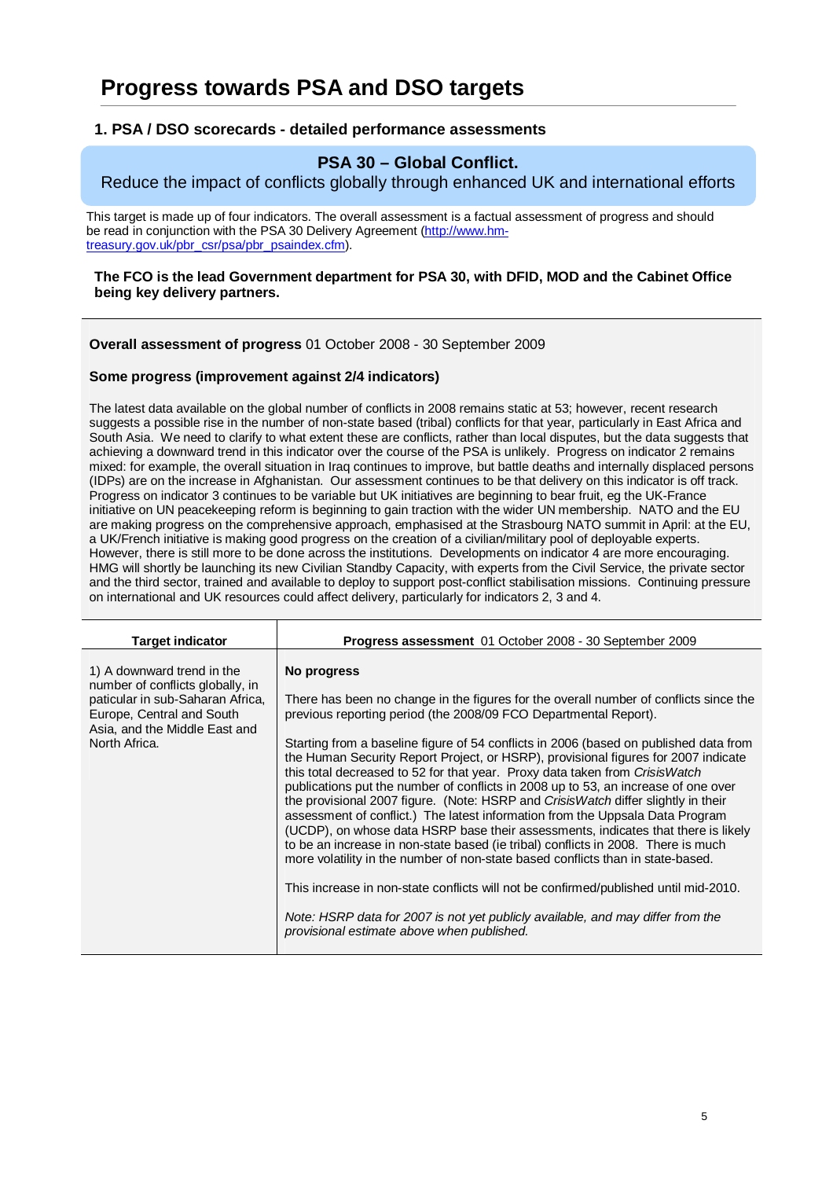# Progress towards PSA and DSO targets

## 1. PSA / DSO scorecards - detailed performance assessments

### PSA 30 – Global Conflict.

Reduce the impact of conflicts globally through enhanced UK and international efforts

This target is made up of four indicators. The overall assessment is a factual assessment of progress and should be read in conjunction with the PSA 30 Delivery Agreement (http://www.hm-treasury.gov.uk/pbr_csr/psa/pbr_psaindex.cfm).

**The FCO is the lead Government department for PSA 30, with DFID, MOD and the Cabinet Office being key delivery partners.**

**Overall assessment of progress** 01 October 2008 - 30 September 2009

**Some progress (improvement against 2/4 indicators)**

The latest data available on the global number of conflicts in 2008 remains static at 53; however, recent research suggests a possible rise in the number of non-state based (tribal) conflicts for that year, particularly in East Africa and South Asia. We need to clarify to what extent these are conflicts, rather than local disputes, but the data suggests that achieving a downward trend in this indicator over the course of the PSA is unlikely. Progress on indicator 2 remains mixed: for example, the overall situation in Iraq continues to improve, but battle deaths and internally displaced persons (IDPs) are on the increase in Afghanistan. Our assessment continues to be that delivery on this indicator is off track. Progress on indicator 3 continues to be variable but UK initiatives are beginning to bear fruit, eg the UK-France initiative on UN peacekeeping reform is beginning to gain traction with the wider UN membership. NATO and the EU are making progress on the comprehensive approach, emphasised at the Strasbourg NATO summit in April: at the EU, a UK/French initiative is making good progress on the creation of a civilian/military pool of deployable experts. However, there is still more to be done across the institutions. Developments on indicator 4 are more encouraging. HMG will shortly be launching its new Civilian Standby Capacity, with experts from the Civil Service, the private sector and the third sector, trained and available to deploy to support post-conflict stabilisation missions. Continuing pressure on international and UK resources could affect delivery, particularly for indicators 2, 3 and 4.

| Target indicator | **Progress assessment** 01 October 2008 - 30 September 2009 |
|---|---|
| 1) A downward trend in the number of conflicts globally, in paticular in sub-Saharan Africa, Europe, Central and South Asia, and the Middle East and North Africa. | **No progress**<br><br>There has been no change in the figures for the overall number of conflicts since the previous reporting period (the 2008/09 FCO Departmental Report).<br><br>Starting from a baseline figure of 54 conflicts in 2006 (based on published data from the Human Security Report Project, or HSRP), provisional figures for 2007 indicate this total decreased to 52 for that year. Proxy data taken from *CrisisWatch* publications put the number of conflicts in 2008 up to 53, an increase of one over the provisional 2007 figure. (Note: HSRP and *CrisisWatch* differ slightly in their assessment of conflict.) The latest information from the Uppsala Data Program (UCDP), on whose data HSRP base their assessments, indicates that there is likely to be an increase in non-state based (ie tribal) conflicts in 2008. There is much more volatility in the number of non-state based conflicts than in state-based.<br><br>This increase in non-state conflicts will not be confirmed/published until mid-2010.<br><br>*Note: HSRP data for 2007 is not yet publicly available, and may differ from the provisional estimate above when published.* |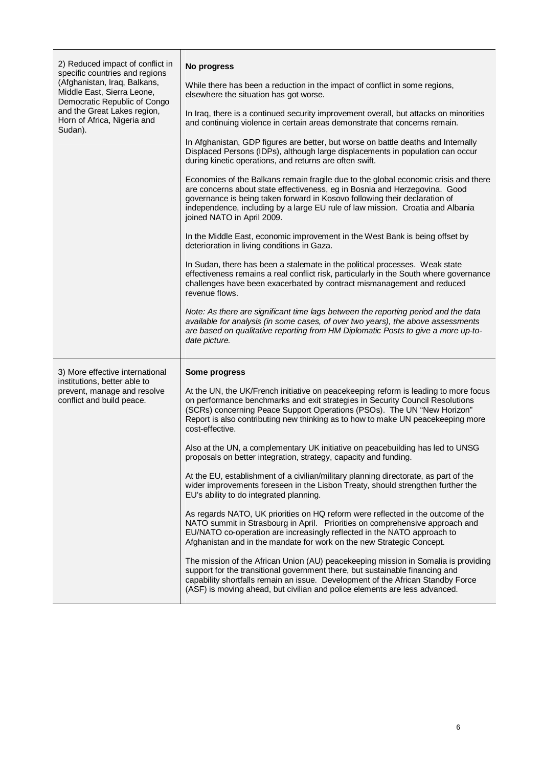| | |
|---|---|
| 2) Reduced impact of conflict in specific countries and regions (Afghanistan, Iraq, Balkans, Middle East, Sierra Leone, Democratic Republic of Congo and the Great Lakes region, Horn of Africa, Nigeria and Sudan). | **No progress**<br><br>While there has been a reduction in the impact of conflict in some regions, elsewhere the situation has got worse.<br><br>In Iraq, there is a continued security improvement overall, but attacks on minorities and continuing violence in certain areas demonstrate that concerns remain.<br><br>In Afghanistan, GDP figures are better, but worse on battle deaths and Internally Displaced Persons (IDPs), although large displacements in population can occur during kinetic operations, and returns are often swift.<br><br>Economies of the Balkans remain fragile due to the global economic crisis and there are concerns about state effectiveness, eg in Bosnia and Herzegovina. Good governance is being taken forward in Kosovo following their declaration of independence, including by a large EU rule of law mission. Croatia and Albania joined NATO in April 2009.<br><br>In the Middle East, economic improvement in the West Bank is being offset by deterioration in living conditions in Gaza.<br><br>In Sudan, there has been a stalemate in the political processes. Weak state effectiveness remains a real conflict risk, particularly in the South where governance challenges have been exacerbated by contract mismanagement and reduced revenue flows.<br><br>*Note: As there are significant time lags between the reporting period and the data available for analysis (in some cases, of over two years), the above assessments are based on qualitative reporting from HM Diplomatic Posts to give a more up-to-date picture.* |
| 3) More effective international institutions, better able to prevent, manage and resolve conflict and build peace. | **Some progress**<br><br>At the UN, the UK/French initiative on peacekeeping reform is leading to more focus on performance benchmarks and exit strategies in Security Council Resolutions (SCRs) concerning Peace Support Operations (PSOs). The UN "New Horizon" Report is also contributing new thinking as to how to make UN peacekeeping more cost-effective.<br><br>Also at the UN, a complementary UK initiative on peacebuilding has led to UNSG proposals on better integration, strategy, capacity and funding.<br><br>At the EU, establishment of a civilian/military planning directorate, as part of the wider improvements foreseen in the Lisbon Treaty, should strengthen further the EU's ability to do integrated planning.<br><br>As regards NATO, UK priorities on HQ reform were reflected in the outcome of the NATO summit in Strasbourg in April. Priorities on comprehensive approach and EU/NATO co-operation are increasingly reflected in the NATO approach to Afghanistan and in the mandate for work on the new Strategic Concept.<br><br>The mission of the African Union (AU) peacekeeping mission in Somalia is providing support for the transitional government there, but sustainable financing and capability shortfalls remain an issue. Development of the African Standby Force (ASF) is moving ahead, but civilian and police elements are less advanced. |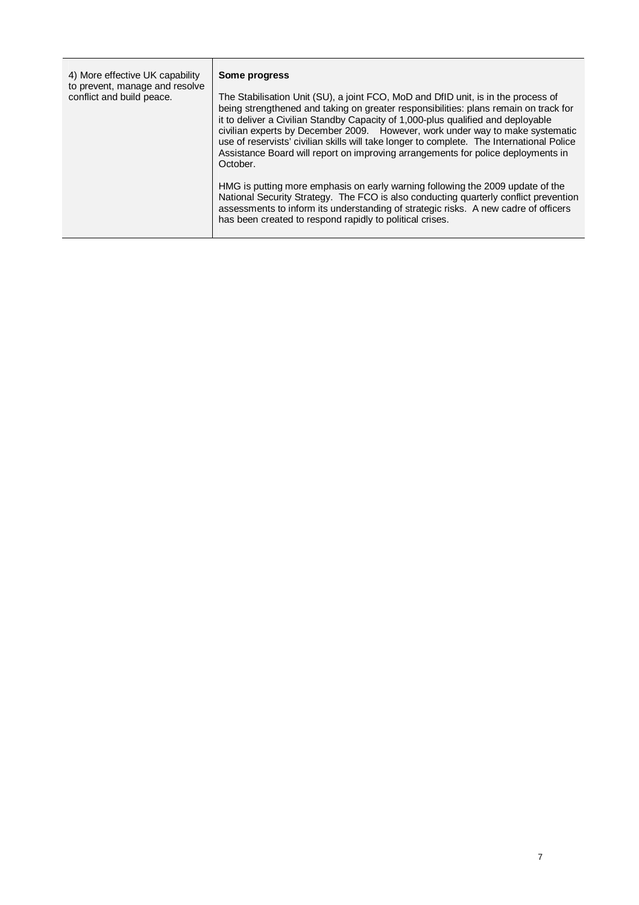| | |
|---|---|
| 4) More effective UK capability to prevent, manage and resolve conflict and build peace. | **Some progress**<br><br>The Stabilisation Unit (SU), a joint FCO, MoD and DfID unit, is in the process of being strengthened and taking on greater responsibilities: plans remain on track for it to deliver a Civilian Standby Capacity of 1,000-plus qualified and deployable civilian experts by December 2009. However, work under way to make systematic use of reservists' civilian skills will take longer to complete. The International Police Assistance Board will report on improving arrangements for police deployments in October.<br><br>HMG is putting more emphasis on early warning following the 2009 update of the National Security Strategy. The FCO is also conducting quarterly conflict prevention assessments to inform its understanding of strategic risks. A new cadre of officers has been created to respond rapidly to political crises. |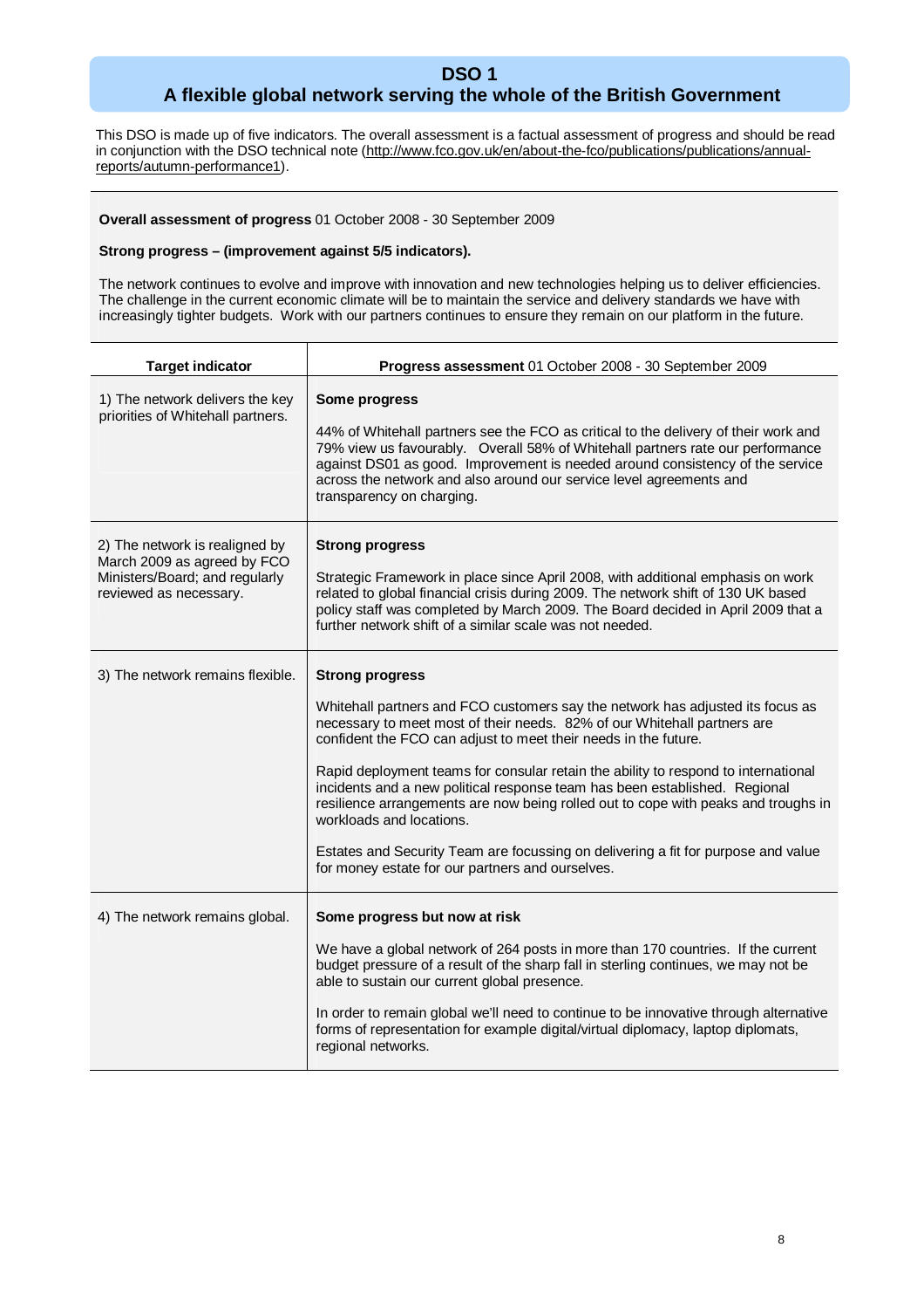# DSO 1
## A flexible global network serving the whole of the British Government

This DSO is made up of five indicators. The overall assessment is a factual assessment of progress and should be read in conjunction with the DSO technical note (http://www.fco.gov.uk/en/about-the-fco/publications/publications/annual-reports/autumn-performance1).

**Overall assessment of progress** 01 October 2008 - 30 September 2009

**Strong progress – (improvement against 5/5 indicators).**

The network continues to evolve and improve with innovation and new technologies helping us to deliver efficiencies. The challenge in the current economic climate will be to maintain the service and delivery standards we have with increasingly tighter budgets. Work with our partners continues to ensure they remain on our platform in the future.

| Target indicator | **Progress assessment** 01 October 2008 - 30 September 2009 |
| --- | --- |
| 1) The network delivers the key priorities of Whitehall partners. | **Some progress**<br><br>44% of Whitehall partners see the FCO as critical to the delivery of their work and 79% view us favourably. Overall 58% of Whitehall partners rate our performance against DS01 as good. Improvement is needed around consistency of the service across the network and also around our service level agreements and transparency on charging. |
| 2) The network is realigned by March 2009 as agreed by FCO Ministers/Board; and regularly reviewed as necessary. | **Strong progress**<br><br>Strategic Framework in place since April 2008, with additional emphasis on work related to global financial crisis during 2009. The network shift of 130 UK based policy staff was completed by March 2009. The Board decided in April 2009 that a further network shift of a similar scale was not needed. |
| 3) The network remains flexible. | **Strong progress**<br><br>Whitehall partners and FCO customers say the network has adjusted its focus as necessary to meet most of their needs. 82% of our Whitehall partners are confident the FCO can adjust to meet their needs in the future.<br><br>Rapid deployment teams for consular retain the ability to respond to international incidents and a new political response team has been established. Regional resilience arrangements are now being rolled out to cope with peaks and troughs in workloads and locations.<br><br>Estates and Security Team are focussing on delivering a fit for purpose and value for money estate for our partners and ourselves. |
| 4) The network remains global. | **Some progress but now at risk**<br><br>We have a global network of 264 posts in more than 170 countries. If the current budget pressure of a result of the sharp fall in sterling continues, we may not be able to sustain our current global presence.<br><br>In order to remain global we'll need to continue to be innovative through alternative forms of representation for example digital/virtual diplomacy, laptop diplomats, regional networks. |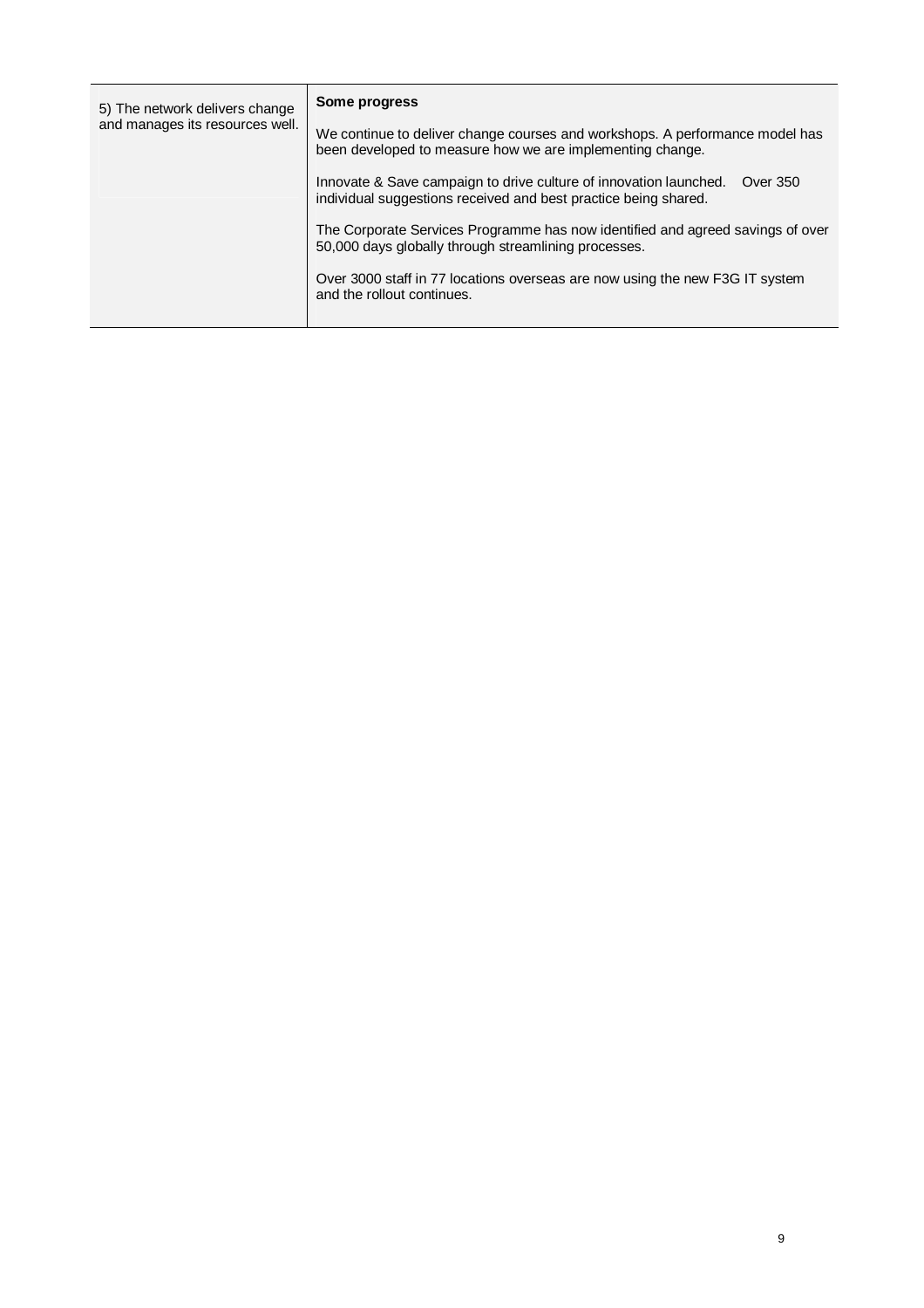| | |
|---|---|
| 5) The network delivers change and manages its resources well. | **Some progress**<br><br>We continue to deliver change courses and workshops. A performance model has been developed to measure how we are implementing change.<br><br>Innovate & Save campaign to drive culture of innovation launched. Over 350 individual suggestions received and best practice being shared.<br><br>The Corporate Services Programme has now identified and agreed savings of over 50,000 days globally through streamlining processes.<br><br>Over 3000 staff in 77 locations overseas are now using the new F3G IT system and the rollout continues. |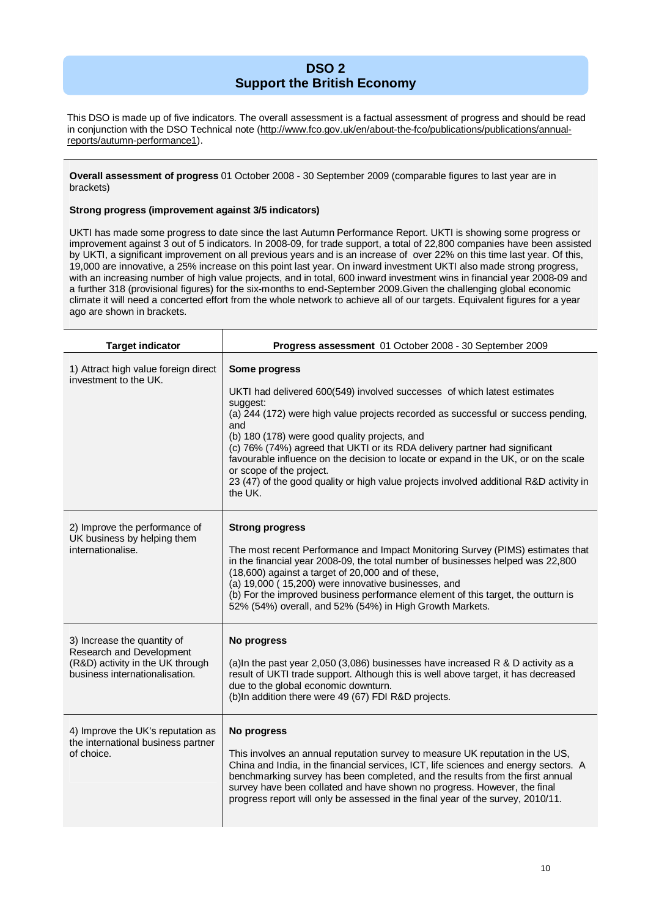# DSO 2
## Support the British Economy

This DSO is made up of five indicators. The overall assessment is a factual assessment of progress and should be read in conjunction with the DSO Technical note (http://www.fco.gov.uk/en/about-the-fco/publications/publications/annual-reports/autumn-performance1).

**Overall assessment of progress** 01 October 2008 - 30 September 2009 (comparable figures to last year are in brackets)

**Strong progress (improvement against 3/5 indicators)**

UKTI has made some progress to date since the last Autumn Performance Report. UKTI is showing some progress or improvement against 3 out of 5 indicators. In 2008-09, for trade support, a total of 22,800 companies have been assisted by UKTI, a significant improvement on all previous years and is an increase of over 22% on this time last year. Of this, 19,000 are innovative, a 25% increase on this point last year. On inward investment UKTI also made strong progress, with an increasing number of high value projects, and in total, 600 inward investment wins in financial year 2008-09 and a further 318 (provisional figures) for the six-months to end-September 2009.Given the challenging global economic climate it will need a concerted effort from the whole network to achieve all of our targets. Equivalent figures for a year ago are shown in brackets.

| Target indicator | **Progress assessment** 01 October 2008 - 30 September 2009 |
|---|---|
| 1) Attract high value foreign direct investment to the UK. | **Some progress**<br><br>UKTI had delivered 600(549) involved successes of which latest estimates suggest:<br>(a) 244 (172) were high value projects recorded as successful or success pending, and<br>(b) 180 (178) were good quality projects, and<br>(c) 76% (74%) agreed that UKTI or its RDA delivery partner had significant favourable influence on the decision to locate or expand in the UK, or on the scale or scope of the project.<br>23 (47) of the good quality or high value projects involved additional R&D activity in the UK. |
| 2) Improve the performance of UK business by helping them internationalise. | **Strong progress**<br><br>The most recent Performance and Impact Monitoring Survey (PIMS) estimates that in the financial year 2008-09, the total number of businesses helped was 22,800 (18,600) against a target of 20,000 and of these,<br>(a) 19,000 ( 15,200) were innovative businesses, and<br>(b) For the improved business performance element of this target, the outturn is 52% (54%) overall, and 52% (54%) in High Growth Markets. |
| 3) Increase the quantity of Research and Development (R&D) activity in the UK through business internationalisation. | **No progress**<br><br>(a)In the past year 2,050 (3,086) businesses have increased R & D activity as a result of UKTI trade support. Although this is well above target, it has decreased due to the global economic downturn.<br>(b)In addition there were 49 (67) FDI R&D projects. |
| 4) Improve the UK's reputation as the international business partner of choice. | **No progress**<br><br>This involves an annual reputation survey to measure UK reputation in the US, China and India, in the financial services, ICT, life sciences and energy sectors. A benchmarking survey has been completed, and the results from the first annual survey have been collated and have shown no progress. However, the final progress report will only be assessed in the final year of the survey, 2010/11. |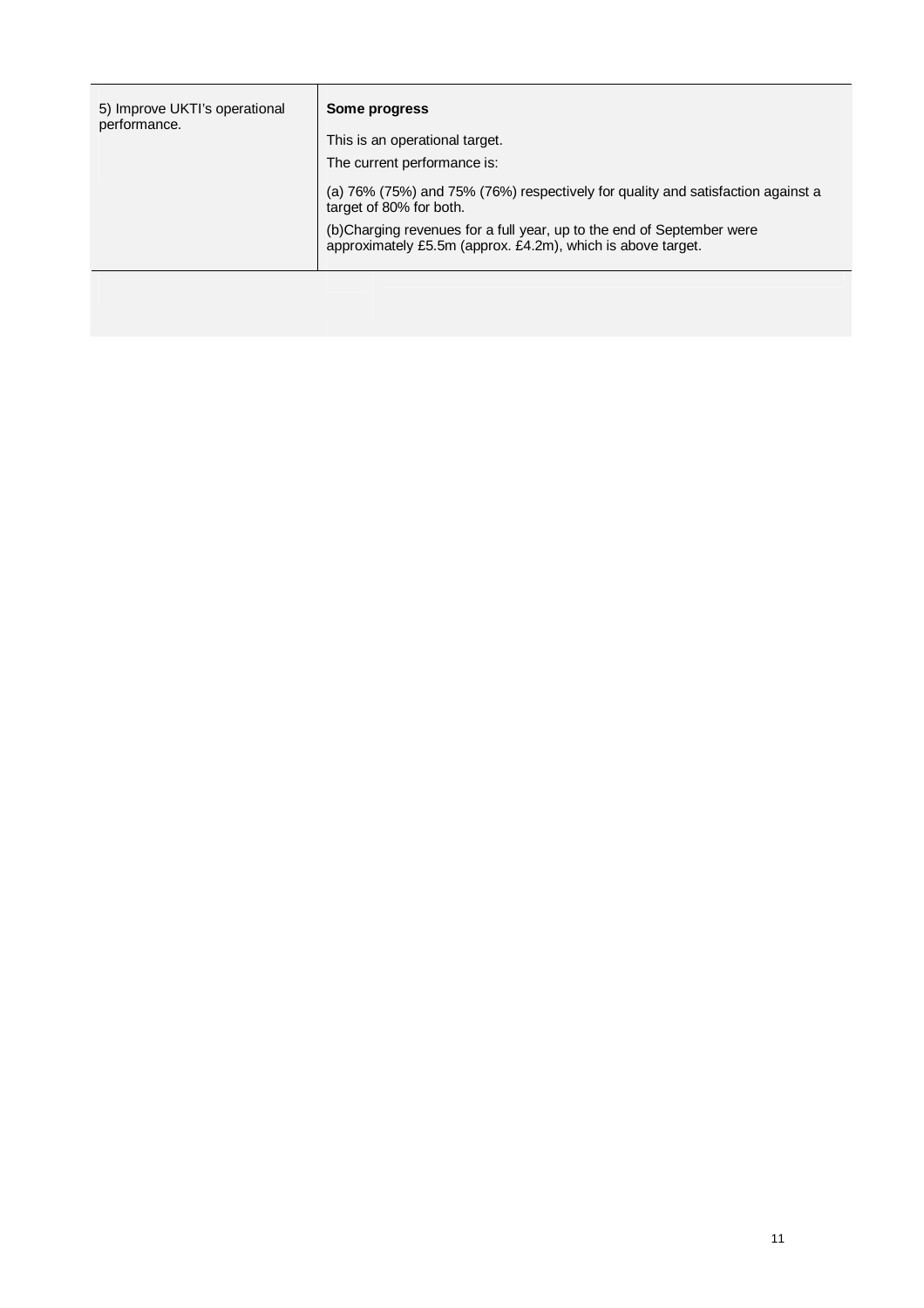| | |
|---|---|
| 5) Improve UKTI's operational performance. | **Some progress**<br><br>This is an operational target.<br><br>The current performance is:<br><br>(a) 76% (75%) and 75% (76%) respectively for quality and satisfaction against a target of 80% for both.<br><br>(b)Charging revenues for a full year, up to the end of September were approximately £5.5m (approx. £4.2m), which is above target. |
| | |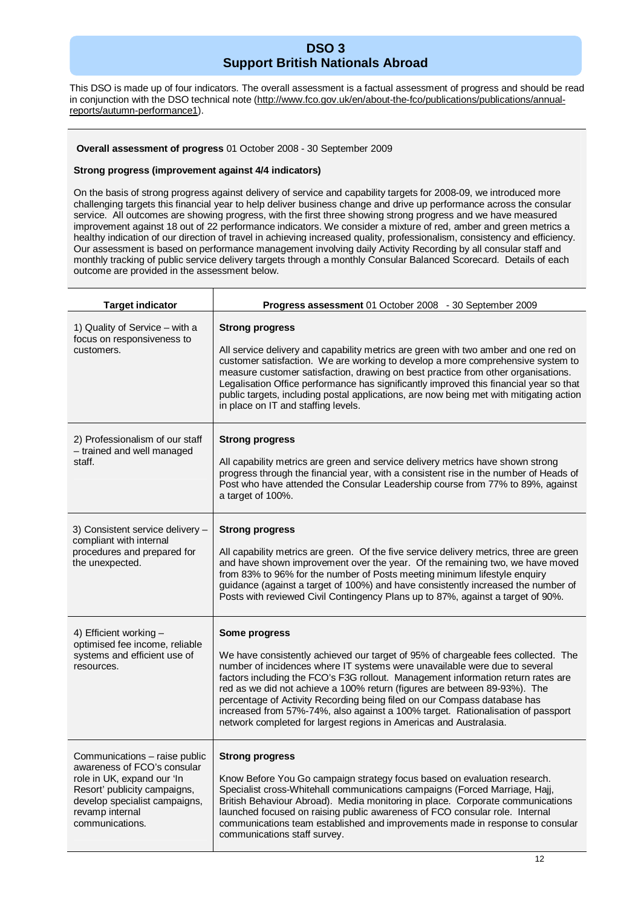# DSO 3
## Support British Nationals Abroad

This DSO is made up of four indicators. The overall assessment is a factual assessment of progress and should be read in conjunction with the DSO technical note (http://www.fco.gov.uk/en/about-the-fco/publications/publications/annual-reports/autumn-performance1).

**Overall assessment of progress** 01 October 2008 - 30 September 2009

**Strong progress (improvement against 4/4 indicators)**

On the basis of strong progress against delivery of service and capability targets for 2008-09, we introduced more challenging targets this financial year to help deliver business change and drive up performance across the consular service. All outcomes are showing progress, with the first three showing strong progress and we have measured improvement against 18 out of 22 performance indicators. We consider a mixture of red, amber and green metrics a healthy indication of our direction of travel in achieving increased quality, professionalism, consistency and efficiency. Our assessment is based on performance management involving daily Activity Recording by all consular staff and monthly tracking of public service delivery targets through a monthly Consular Balanced Scorecard. Details of each outcome are provided in the assessment below.

| Target indicator | Progress assessment 01 October 2008 - 30 September 2009 |
|---|---|
| 1) Quality of Service – with a focus on responsiveness to customers. | **Strong progress**<br><br>All service delivery and capability metrics are green with two amber and one red on customer satisfaction. We are working to develop a more comprehensive system to measure customer satisfaction, drawing on best practice from other organisations. Legalisation Office performance has significantly improved this financial year so that public targets, including postal applications, are now being met with mitigating action in place on IT and staffing levels. |
| 2) Professionalism of our staff – trained and well managed staff. | **Strong progress**<br><br>All capability metrics are green and service delivery metrics have shown strong progress through the financial year, with a consistent rise in the number of Heads of Post who have attended the Consular Leadership course from 77% to 89%, against a target of 100%. |
| 3) Consistent service delivery – compliant with internal procedures and prepared for the unexpected. | **Strong progress**<br><br>All capability metrics are green. Of the five service delivery metrics, three are green and have shown improvement over the year. Of the remaining two, we have moved from 83% to 96% for the number of Posts meeting minimum lifestyle enquiry guidance (against a target of 100%) and have consistently increased the number of Posts with reviewed Civil Contingency Plans up to 87%, against a target of 90%. |
| 4) Efficient working – optimised fee income, reliable systems and efficient use of resources. | **Some progress**<br><br>We have consistently achieved our target of 95% of chargeable fees collected. The number of incidences where IT systems were unavailable were due to several factors including the FCO's F3G rollout. Management information return rates are red as we did not achieve a 100% return (figures are between 89-93%). The percentage of Activity Recording being filed on our Compass database has increased from 57%-74%, also against a 100% target. Rationalisation of passport network completed for largest regions in Americas and Australasia. |
| Communications – raise public awareness of FCO's consular role in UK, expand our 'In Resort' publicity campaigns, develop specialist campaigns, revamp internal communications. | **Strong progress**<br><br>Know Before You Go campaign strategy focus based on evaluation research. Specialist cross-Whitehall communications campaigns (Forced Marriage, Hajj, British Behaviour Abroad). Media monitoring in place. Corporate communications launched focused on raising public awareness of FCO consular role. Internal communications team established and improvements made in response to consular communications staff survey. |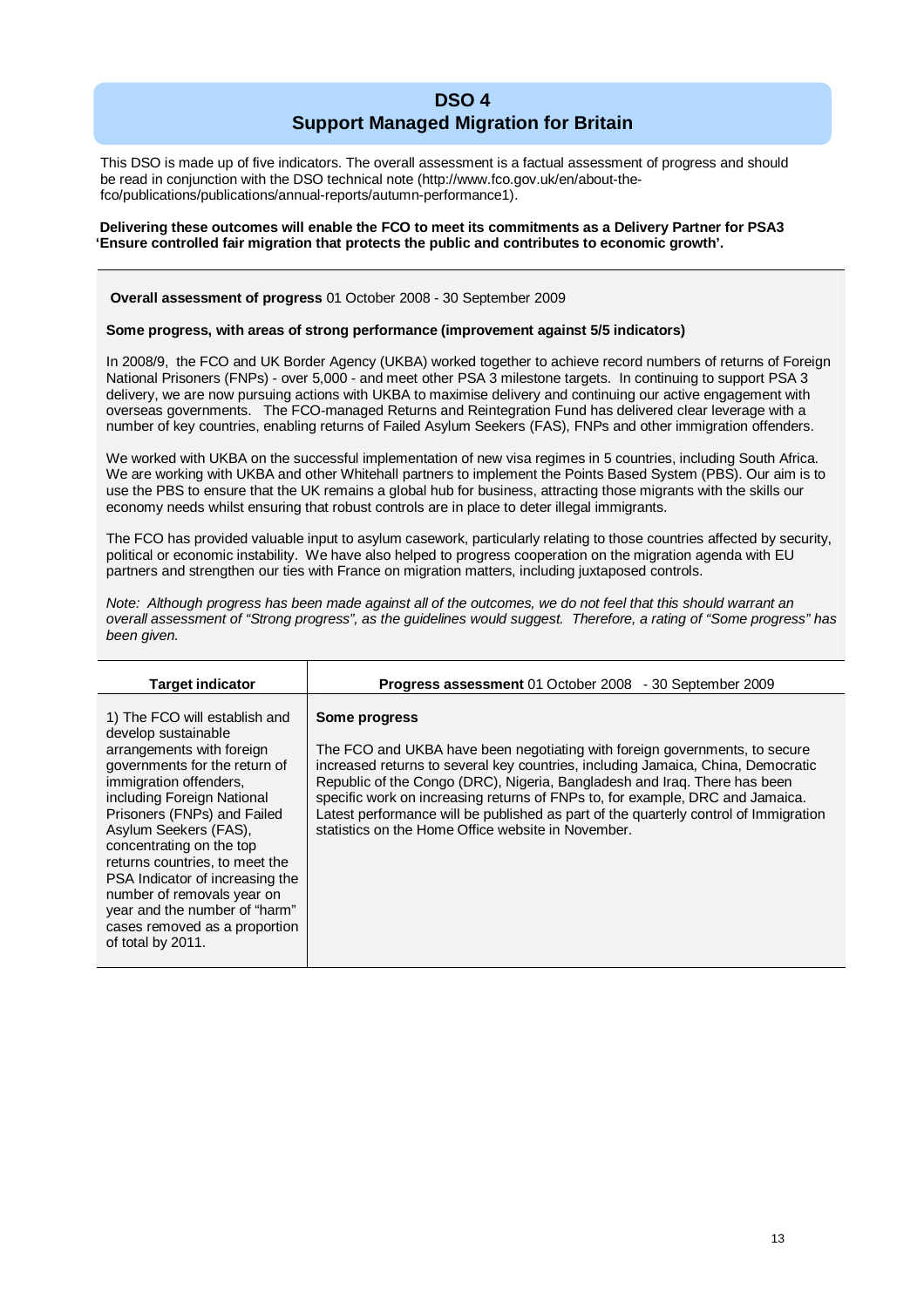# DSO 4
## Support Managed Migration for Britain

This DSO is made up of five indicators. The overall assessment is a factual assessment of progress and should be read in conjunction with the DSO technical note (http://www.fco.gov.uk/en/about-the-fco/publications/publications/annual-reports/autumn-performance1).

**Delivering these outcomes will enable the FCO to meet its commitments as a Delivery Partner for PSA3 'Ensure controlled fair migration that protects the public and contributes to economic growth'.**

**Overall assessment of progress** 01 October 2008 - 30 September 2009

**Some progress, with areas of strong performance (improvement against 5/5 indicators)**

In 2008/9, the FCO and UK Border Agency (UKBA) worked together to achieve record numbers of returns of Foreign National Prisoners (FNPs) - over 5,000 - and meet other PSA 3 milestone targets. In continuing to support PSA 3 delivery, we are now pursuing actions with UKBA to maximise delivery and continuing our active engagement with overseas governments. The FCO-managed Returns and Reintegration Fund has delivered clear leverage with a number of key countries, enabling returns of Failed Asylum Seekers (FAS), FNPs and other immigration offenders.

We worked with UKBA on the successful implementation of new visa regimes in 5 countries, including South Africa. We are working with UKBA and other Whitehall partners to implement the Points Based System (PBS). Our aim is to use the PBS to ensure that the UK remains a global hub for business, attracting those migrants with the skills our economy needs whilst ensuring that robust controls are in place to deter illegal immigrants.

The FCO has provided valuable input to asylum casework, particularly relating to those countries affected by security, political or economic instability. We have also helped to progress cooperation on the migration agenda with EU partners and strengthen our ties with France on migration matters, including juxtaposed controls.

*Note: Although progress has been made against all of the outcomes, we do not feel that this should warrant an overall assessment of "Strong progress", as the guidelines would suggest. Therefore, a rating of "Some progress" has been given.*

| Target indicator | **Progress assessment** 01 October 2008 - 30 September 2009 |
|---|---|
| 1) The FCO will establish and develop sustainable arrangements with foreign governments for the return of immigration offenders, including Foreign National Prisoners (FNPs) and Failed Asylum Seekers (FAS), concentrating on the top returns countries, to meet the PSA Indicator of increasing the number of removals year on year and the number of "harm" cases removed as a proportion of total by 2011. | **Some progress**<br><br>The FCO and UKBA have been negotiating with foreign governments, to secure increased returns to several key countries, including Jamaica, China, Democratic Republic of the Congo (DRC), Nigeria, Bangladesh and Iraq. There has been specific work on increasing returns of FNPs to, for example, DRC and Jamaica. Latest performance will be published as part of the quarterly control of Immigration statistics on the Home Office website in November. |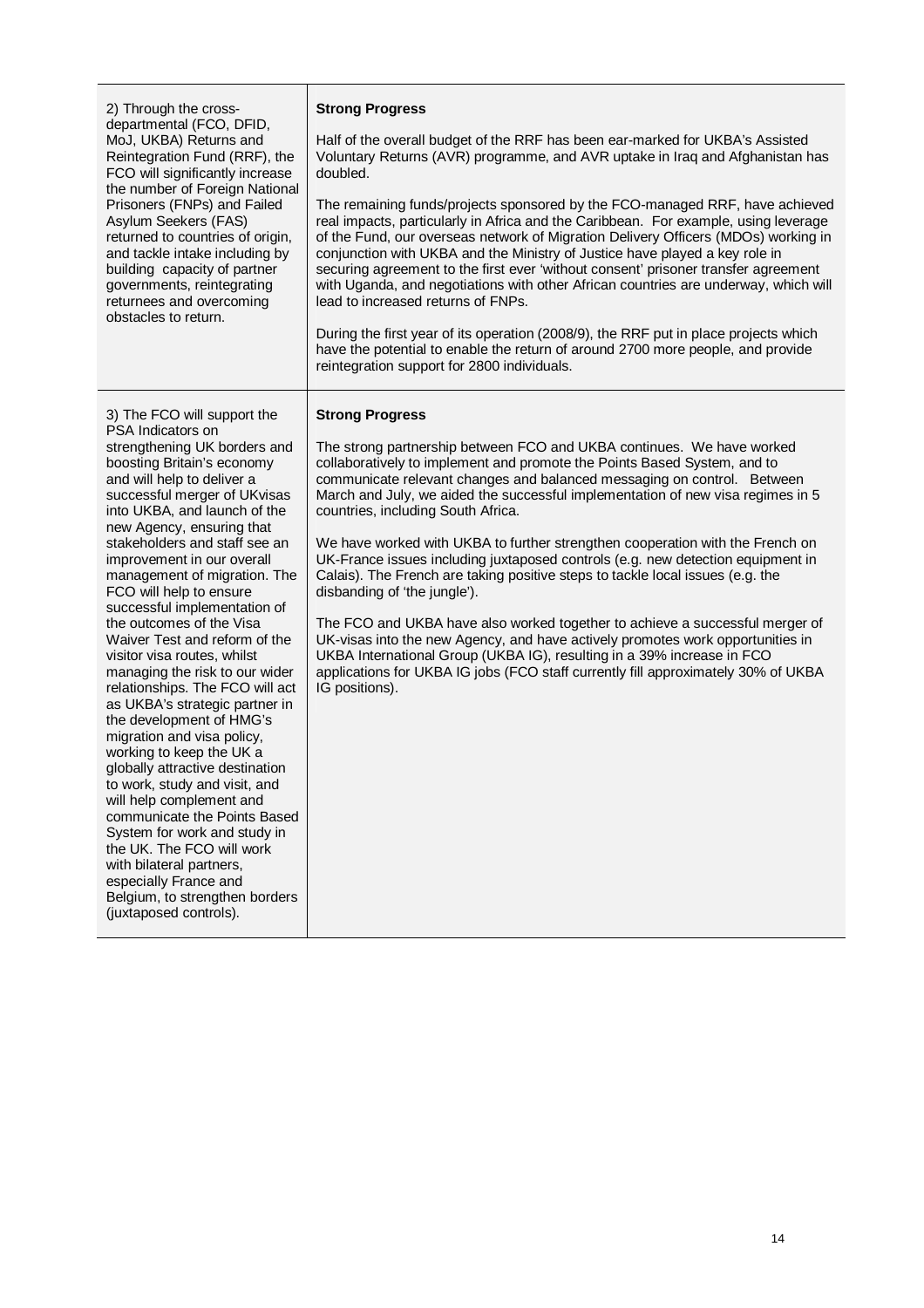| | |
|---|---|
| 2) Through the cross-departmental (FCO, DFID, MoJ, UKBA) Returns and Reintegration Fund (RRF), the FCO will significantly increase the number of Foreign National Prisoners (FNPs) and Failed Asylum Seekers (FAS) returned to countries of origin, and tackle intake including by building capacity of partner governments, reintegrating returnees and overcoming obstacles to return. | **Strong Progress**<br><br>Half of the overall budget of the RRF has been ear-marked for UKBA's Assisted Voluntary Returns (AVR) programme, and AVR uptake in Iraq and Afghanistan has doubled.<br><br>The remaining funds/projects sponsored by the FCO-managed RRF, have achieved real impacts, particularly in Africa and the Caribbean. For example, using leverage of the Fund, our overseas network of Migration Delivery Officers (MDOs) working in conjunction with UKBA and the Ministry of Justice have played a key role in securing agreement to the first ever 'without consent' prisoner transfer agreement with Uganda, and negotiations with other African countries are underway, which will lead to increased returns of FNPs.<br><br>During the first year of its operation (2008/9), the RRF put in place projects which have the potential to enable the return of around 2700 more people, and provide reintegration support for 2800 individuals. |
| 3) The FCO will support the PSA Indicators on strengthening UK borders and boosting Britain's economy and will help to deliver a successful merger of UKvisas into UKBA, and launch of the new Agency, ensuring that stakeholders and staff see an improvement in our overall management of migration. The FCO will help to ensure successful implementation of the outcomes of the Visa Waiver Test and reform of the visitor visa routes, whilst managing the risk to our wider relationships. The FCO will act as UKBA's strategic partner in the development of HMG's migration and visa policy, working to keep the UK a globally attractive destination to work, study and visit, and will help complement and communicate the Points Based System for work and study in the UK. The FCO will work with bilateral partners, especially France and Belgium, to strengthen borders (juxtaposed controls). | **Strong Progress**<br><br>The strong partnership between FCO and UKBA continues. We have worked collaboratively to implement and promote the Points Based System, and to communicate relevant changes and balanced messaging on control. Between March and July, we aided the successful implementation of new visa regimes in 5 countries, including South Africa.<br><br>We have worked with UKBA to further strengthen cooperation with the French on UK-France issues including juxtaposed controls (e.g. new detection equipment in Calais). The French are taking positive steps to tackle local issues (e.g. the disbanding of 'the jungle').<br><br>The FCO and UKBA have also worked together to achieve a successful merger of UK-visas into the new Agency, and have actively promotes work opportunities in UKBA International Group (UKBA IG), resulting in a 39% increase in FCO applications for UKBA IG jobs (FCO staff currently fill approximately 30% of UKBA IG positions). |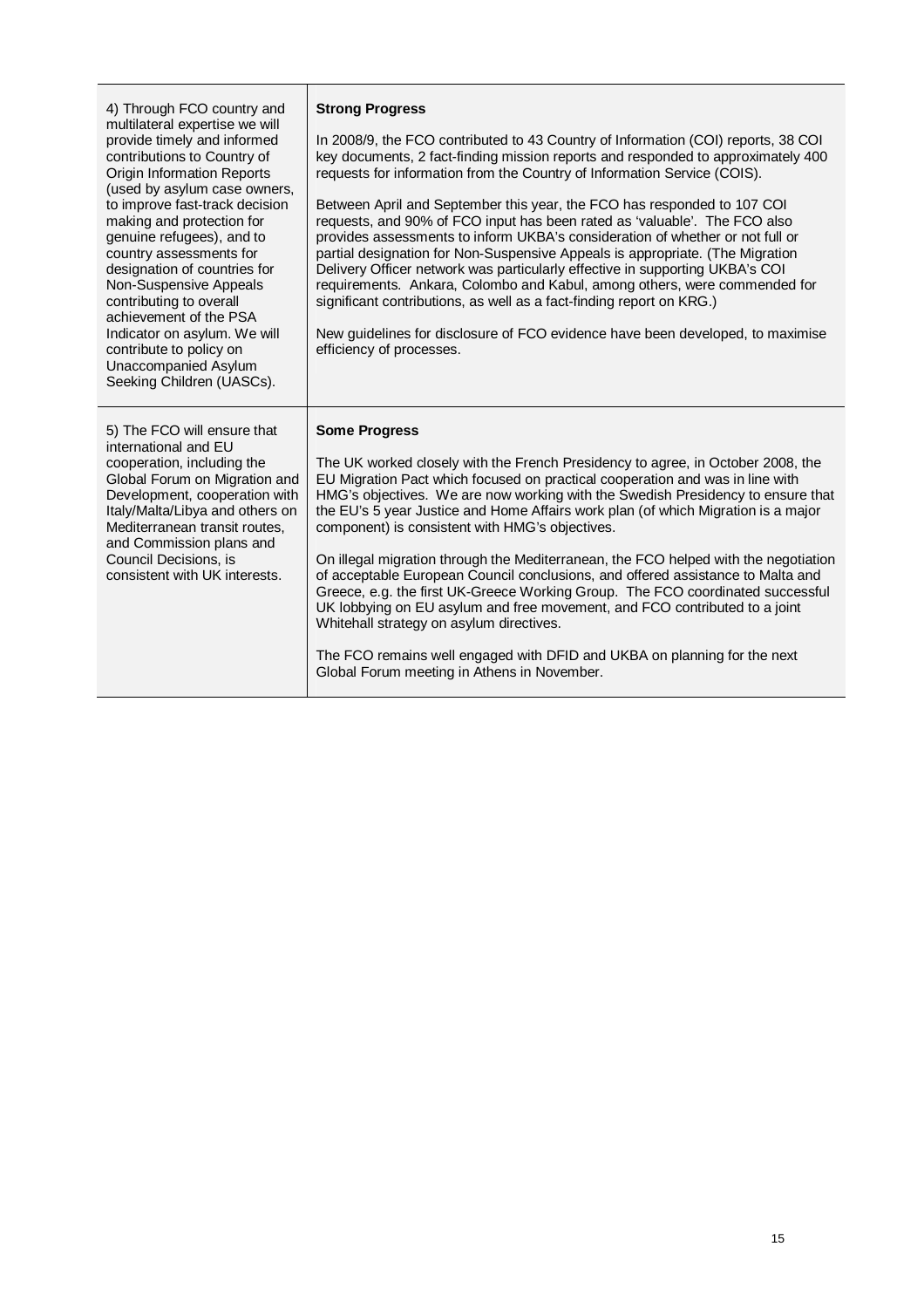| | |
|---|---|
| 4) Through FCO country and multilateral expertise we will provide timely and informed contributions to Country of Origin Information Reports (used by asylum case owners, to improve fast-track decision making and protection for genuine refugees), and to country assessments for designation of countries for Non-Suspensive Appeals contributing to overall achievement of the PSA Indicator on asylum. We will contribute to policy on Unaccompanied Asylum Seeking Children (UASCs). | **Strong Progress**<br><br>In 2008/9, the FCO contributed to 43 Country of Information (COI) reports, 38 COI key documents, 2 fact-finding mission reports and responded to approximately 400 requests for information from the Country of Information Service (COIS).<br><br>Between April and September this year, the FCO has responded to 107 COI requests, and 90% of FCO input has been rated as 'valuable'. The FCO also provides assessments to inform UKBA's consideration of whether or not full or partial designation for Non-Suspensive Appeals is appropriate. (The Migration Delivery Officer network was particularly effective in supporting UKBA's COI requirements. Ankara, Colombo and Kabul, among others, were commended for significant contributions, as well as a fact-finding report on KRG.)<br><br>New guidelines for disclosure of FCO evidence have been developed, to maximise efficiency of processes. |
| 5) The FCO will ensure that international and EU cooperation, including the Global Forum on Migration and Development, cooperation with Italy/Malta/Libya and others on Mediterranean transit routes, and Commission plans and Council Decisions, is consistent with UK interests. | **Some Progress**<br><br>The UK worked closely with the French Presidency to agree, in October 2008, the EU Migration Pact which focused on practical cooperation and was in line with HMG's objectives. We are now working with the Swedish Presidency to ensure that the EU's 5 year Justice and Home Affairs work plan (of which Migration is a major component) is consistent with HMG's objectives.<br><br>On illegal migration through the Mediterranean, the FCO helped with the negotiation of acceptable European Council conclusions, and offered assistance to Malta and Greece, e.g. the first UK-Greece Working Group. The FCO coordinated successful UK lobbying on EU asylum and free movement, and FCO contributed to a joint Whitehall strategy on asylum directives.<br><br>The FCO remains well engaged with DFID and UKBA on planning for the next Global Forum meeting in Athens in November. |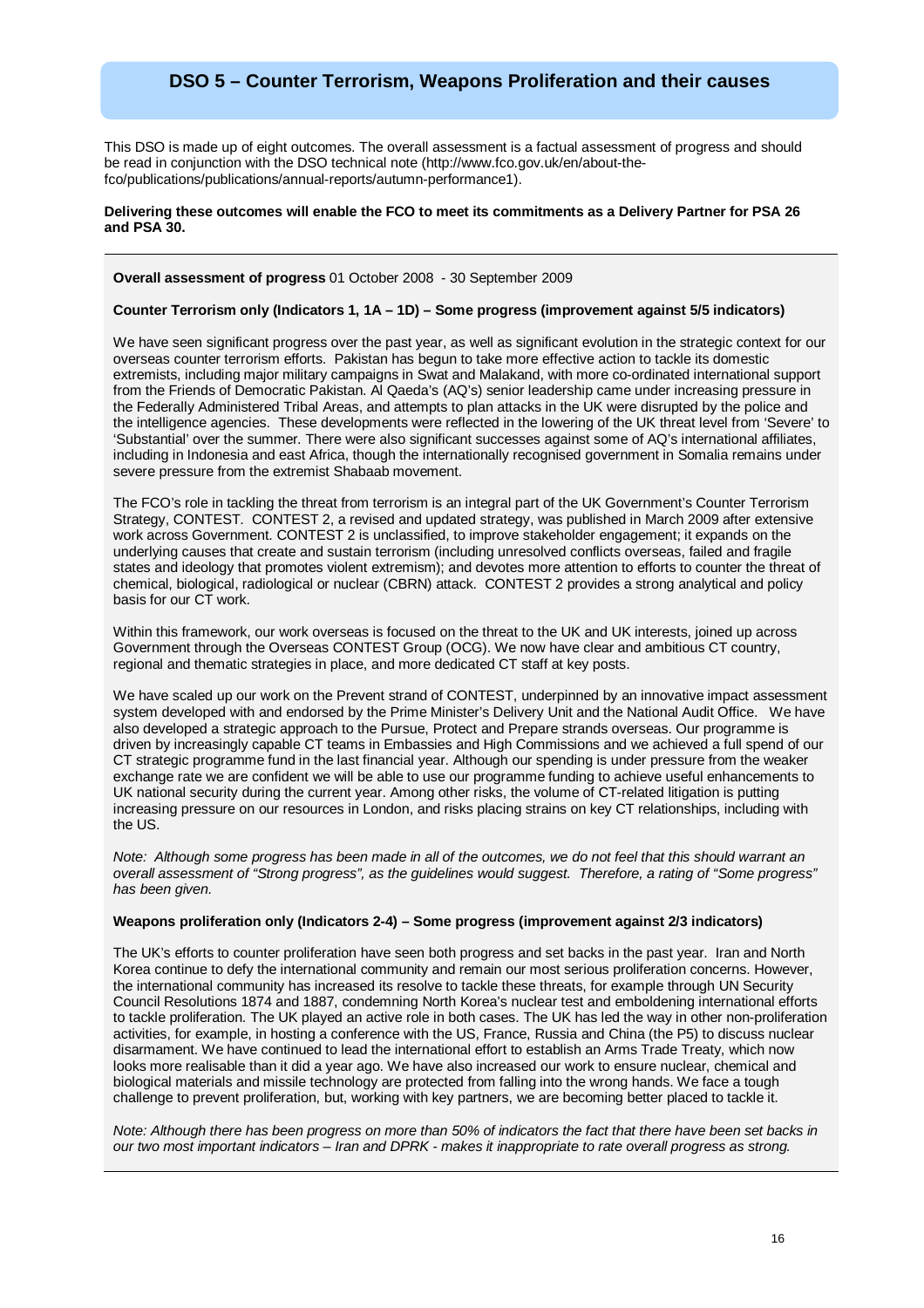## DSO 5 – Counter Terrorism, Weapons Proliferation and their causes

This DSO is made up of eight outcomes. The overall assessment is a factual assessment of progress and should be read in conjunction with the DSO technical note (http://www.fco.gov.uk/en/about-the-fco/publications/publications/annual-reports/autumn-performance1).

**Delivering these outcomes will enable the FCO to meet its commitments as a Delivery Partner for PSA 26 and PSA 30.**

---

**Overall assessment of progress** 01 October 2008 - 30 September 2009

**Counter Terrorism only (Indicators 1, 1A – 1D) – Some progress (improvement against 5/5 indicators)**

We have seen significant progress over the past year, as well as significant evolution in the strategic context for our overseas counter terrorism efforts. Pakistan has begun to take more effective action to tackle its domestic extremists, including major military campaigns in Swat and Malakand, with more co-ordinated international support from the Friends of Democratic Pakistan. Al Qaeda's (AQ's) senior leadership came under increasing pressure in the Federally Administered Tribal Areas, and attempts to plan attacks in the UK were disrupted by the police and the intelligence agencies. These developments were reflected in the lowering of the UK threat level from 'Severe' to 'Substantial' over the summer. There were also significant successes against some of AQ's international affiliates, including in Indonesia and east Africa, though the internationally recognised government in Somalia remains under severe pressure from the extremist Shabaab movement.

The FCO's role in tackling the threat from terrorism is an integral part of the UK Government's Counter Terrorism Strategy, CONTEST. CONTEST 2, a revised and updated strategy, was published in March 2009 after extensive work across Government. CONTEST 2 is unclassified, to improve stakeholder engagement; it expands on the underlying causes that create and sustain terrorism (including unresolved conflicts overseas, failed and fragile states and ideology that promotes violent extremism); and devotes more attention to efforts to counter the threat of chemical, biological, radiological or nuclear (CBRN) attack. CONTEST 2 provides a strong analytical and policy basis for our CT work.

Within this framework, our work overseas is focused on the threat to the UK and UK interests, joined up across Government through the Overseas CONTEST Group (OCG). We now have clear and ambitious CT country, regional and thematic strategies in place, and more dedicated CT staff at key posts.

We have scaled up our work on the Prevent strand of CONTEST, underpinned by an innovative impact assessment system developed with and endorsed by the Prime Minister's Delivery Unit and the National Audit Office. We have also developed a strategic approach to the Pursue, Protect and Prepare strands overseas. Our programme is driven by increasingly capable CT teams in Embassies and High Commissions and we achieved a full spend of our CT strategic programme fund in the last financial year. Although our spending is under pressure from the weaker exchange rate we are confident we will be able to use our programme funding to achieve useful enhancements to UK national security during the current year. Among other risks, the volume of CT-related litigation is putting increasing pressure on our resources in London, and risks placing strains on key CT relationships, including with the US.

*Note: Although some progress has been made in all of the outcomes, we do not feel that this should warrant an overall assessment of "Strong progress", as the guidelines would suggest. Therefore, a rating of "Some progress" has been given.*

**Weapons proliferation only (Indicators 2-4) – Some progress (improvement against 2/3 indicators)**

The UK's efforts to counter proliferation have seen both progress and set backs in the past year. Iran and North Korea continue to defy the international community and remain our most serious proliferation concerns. However, the international community has increased its resolve to tackle these threats, for example through UN Security Council Resolutions 1874 and 1887, condemning North Korea's nuclear test and emboldening international efforts to tackle proliferation. The UK played an active role in both cases. The UK has led the way in other non-proliferation activities, for example, in hosting a conference with the US, France, Russia and China (the P5) to discuss nuclear disarmament. We have continued to lead the international effort to establish an Arms Trade Treaty, which now looks more realisable than it did a year ago. We have also increased our work to ensure nuclear, chemical and biological materials and missile technology are protected from falling into the wrong hands. We face a tough challenge to prevent proliferation, but, working with key partners, we are becoming better placed to tackle it.

*Note: Although there has been progress on more than 50% of indicators the fact that there have been set backs in our two most important indicators – Iran and DPRK - makes it inappropriate to rate overall progress as strong.*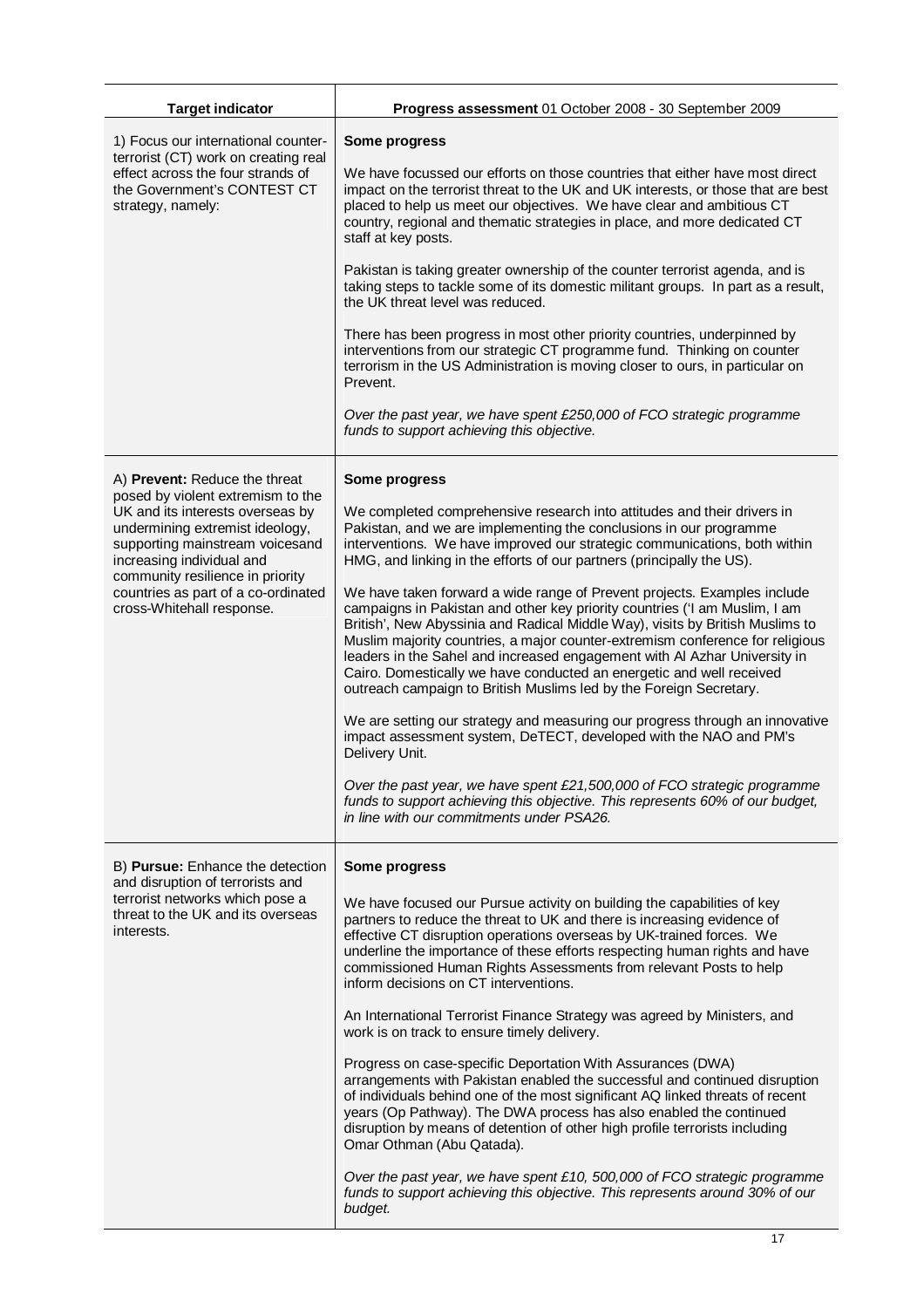| Target indicator | Progress assessment 01 October 2008 - 30 September 2009 |
| --- | --- |
| 1) Focus our international counter-terrorist (CT) work on creating real effect across the four strands of the Government's CONTEST CT strategy, namely: | **Some progress**<br><br>We have focussed our efforts on those countries that either have most direct impact on the terrorist threat to the UK and UK interests, or those that are best placed to help us meet our objectives. We have clear and ambitious CT country, regional and thematic strategies in place, and more dedicated CT staff at key posts.<br><br>Pakistan is taking greater ownership of the counter terrorist agenda, and is taking steps to tackle some of its domestic militant groups. In part as a result, the UK threat level was reduced.<br><br>There has been progress in most other priority countries, underpinned by interventions from our strategic CT programme fund. Thinking on counter terrorism in the US Administration is moving closer to ours, in particular on Prevent.<br><br>*Over the past year, we have spent £250,000 of FCO strategic programme funds to support achieving this objective.* |
| A) **Prevent:** Reduce the threat posed by violent extremism to the UK and its interests overseas by undermining extremist ideology, supporting mainstream voicesand increasing individual and community resilience in priority countries as part of a co-ordinated cross-Whitehall response. | **Some progress**<br><br>We completed comprehensive research into attitudes and their drivers in Pakistan, and we are implementing the conclusions in our programme interventions. We have improved our strategic communications, both within HMG, and linking in the efforts of our partners (principally the US).<br><br>We have taken forward a wide range of Prevent projects. Examples include campaigns in Pakistan and other key priority countries ('I am Muslim, I am British', New Abyssinia and Radical Middle Way), visits by British Muslims to Muslim majority countries, a major counter-extremism conference for religious leaders in the Sahel and increased engagement with Al Azhar University in Cairo. Domestically we have conducted an energetic and well received outreach campaign to British Muslims led by the Foreign Secretary.<br><br>We are setting our strategy and measuring our progress through an innovative impact assessment system, DeTECT, developed with the NAO and PM's Delivery Unit.<br><br>*Over the past year, we have spent £21,500,000 of FCO strategic programme funds to support achieving this objective. This represents 60% of our budget, in line with our commitments under PSA26.* |
| B) **Pursue:** Enhance the detection and disruption of terrorists and terrorist networks which pose a threat to the UK and its overseas interests. | **Some progress**<br><br>We have focused our Pursue activity on building the capabilities of key partners to reduce the threat to UK and there is increasing evidence of effective CT disruption operations overseas by UK-trained forces. We underline the importance of these efforts respecting human rights and have commissioned Human Rights Assessments from relevant Posts to help inform decisions on CT interventions.<br><br>An International Terrorist Finance Strategy was agreed by Ministers, and work is on track to ensure timely delivery.<br><br>Progress on case-specific Deportation With Assurances (DWA) arrangements with Pakistan enabled the successful and continued disruption of individuals behind one of the most significant AQ linked threats of recent years (Op Pathway). The DWA process has also enabled the continued disruption by means of detention of other high profile terrorists including Omar Othman (Abu Qatada).<br><br>*Over the past year, we have spent £10, 500,000 of FCO strategic programme funds to support achieving this objective. This represents around 30% of our budget.* |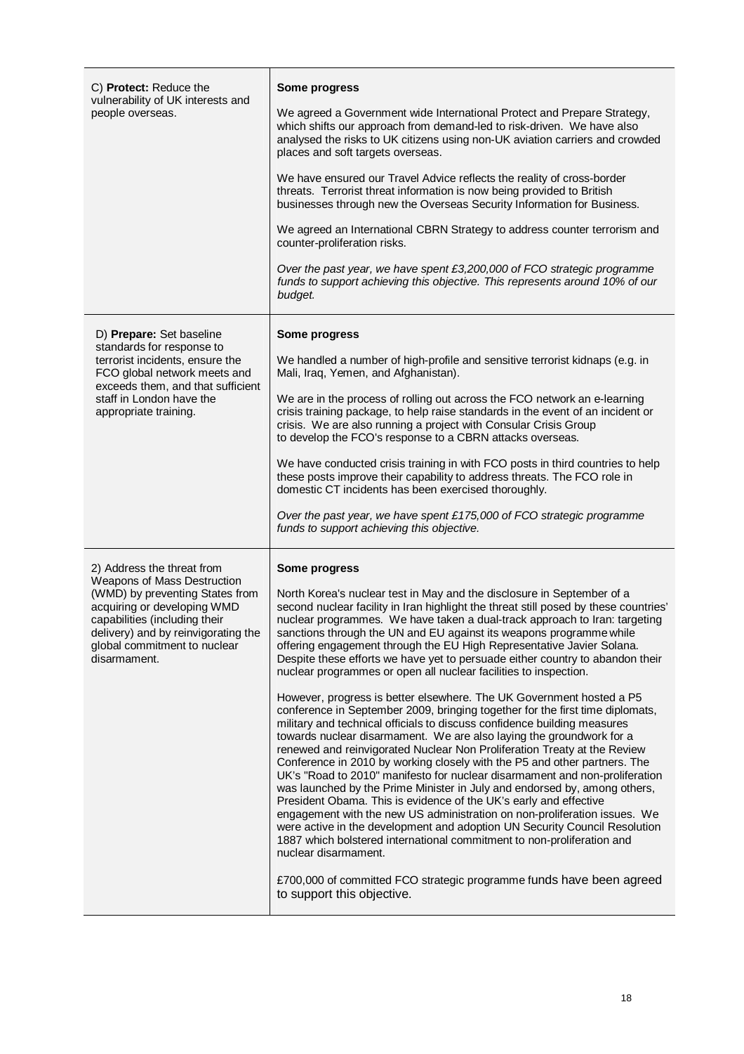| | |
|---|---|
| C) **Protect:** Reduce the vulnerability of UK interests and people overseas. | **Some progress**<br><br>We agreed a Government wide International Protect and Prepare Strategy, which shifts our approach from demand-led to risk-driven. We have also analysed the risks to UK citizens using non-UK aviation carriers and crowded places and soft targets overseas.<br><br>We have ensured our Travel Advice reflects the reality of cross-border threats. Terrorist threat information is now being provided to British businesses through new the Overseas Security Information for Business.<br><br>We agreed an International CBRN Strategy to address counter terrorism and counter-proliferation risks.<br><br>*Over the past year, we have spent £3,200,000 of FCO strategic programme funds to support achieving this objective. This represents around 10% of our budget.* |
| D) **Prepare:** Set baseline standards for response to terrorist incidents, ensure the FCO global network meets and exceeds them, and that sufficient staff in London have the appropriate training. | **Some progress**<br><br>We handled a number of high-profile and sensitive terrorist kidnaps (e.g. in Mali, Iraq, Yemen, and Afghanistan).<br><br>We are in the process of rolling out across the FCO network an e-learning crisis training package, to help raise standards in the event of an incident or crisis. We are also running a project with Consular Crisis Group to develop the FCO's response to a CBRN attacks overseas.<br><br>We have conducted crisis training in with FCO posts in third countries to help these posts improve their capability to address threats. The FCO role in domestic CT incidents has been exercised thoroughly.<br><br>*Over the past year, we have spent £175,000 of FCO strategic programme funds to support achieving this objective.* |
| 2) Address the threat from Weapons of Mass Destruction (WMD) by preventing States from acquiring or developing WMD capabilities (including their delivery) and by reinvigorating the global commitment to nuclear disarmament. | **Some progress**<br><br>North Korea's nuclear test in May and the disclosure in September of a second nuclear facility in Iran highlight the threat still posed by these countries' nuclear programmes. We have taken a dual-track approach to Iran: targeting sanctions through the UN and EU against its weapons programme while offering engagement through the EU High Representative Javier Solana. Despite these efforts we have yet to persuade either country to abandon their nuclear programmes or open all nuclear facilities to inspection.<br><br>However, progress is better elsewhere. The UK Government hosted a P5 conference in September 2009, bringing together for the first time diplomats, military and technical officials to discuss confidence building measures towards nuclear disarmament. We are also laying the groundwork for a renewed and reinvigorated Nuclear Non Proliferation Treaty at the Review Conference in 2010 by working closely with the P5 and other partners. The UK's "Road to 2010" manifesto for nuclear disarmament and non-proliferation was launched by the Prime Minister in July and endorsed by, among others, President Obama. This is evidence of the UK's early and effective engagement with the new US administration on non-proliferation issues. We were active in the development and adoption UN Security Council Resolution 1887 which bolstered international commitment to non-proliferation and nuclear disarmament.<br><br>£700,000 of committed FCO strategic programme funds have been agreed to support this objective. |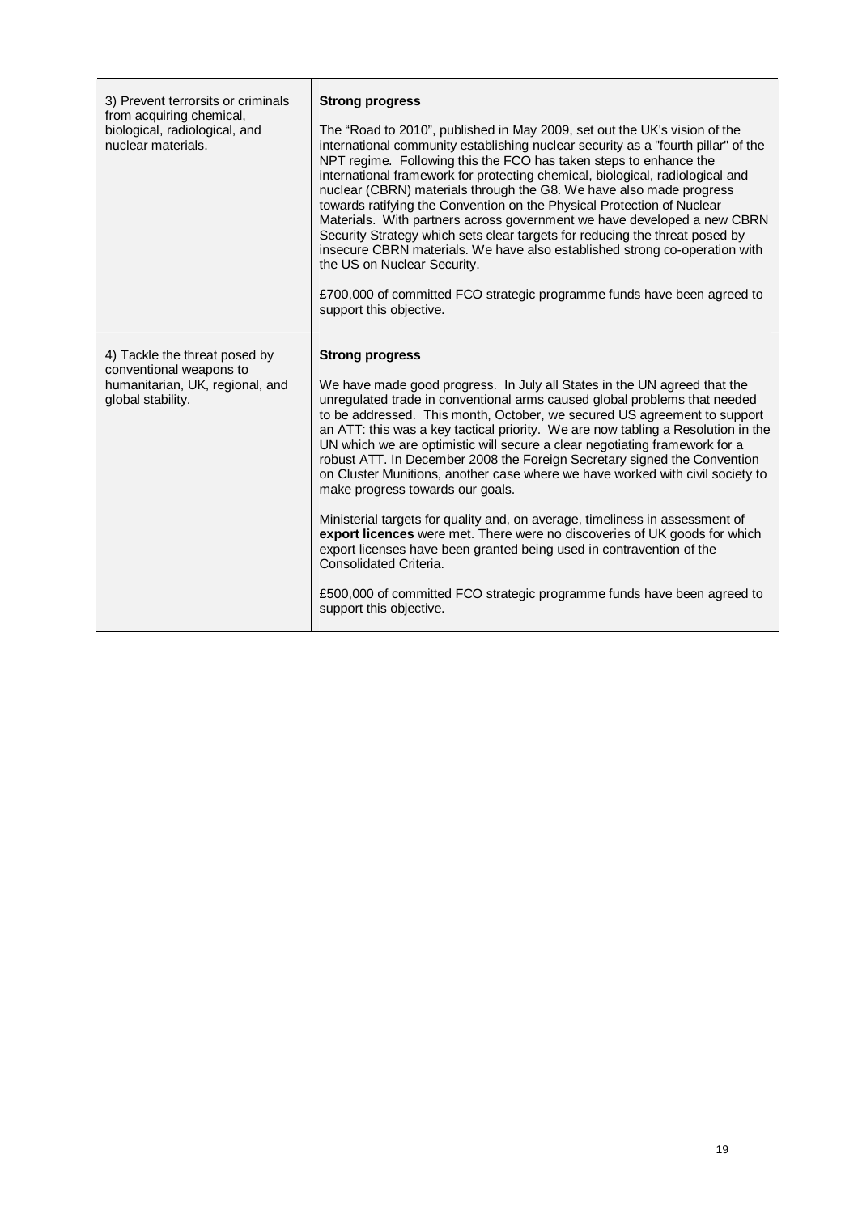| | |
|---|---|
| 3) Prevent terrorsits or criminals from acquiring chemical, biological, radiological, and nuclear materials. | **Strong progress**<br><br>The "Road to 2010", published in May 2009, set out the UK's vision of the international community establishing nuclear security as a "fourth pillar" of the NPT regime. Following this the FCO has taken steps to enhance the international framework for protecting chemical, biological, radiological and nuclear (CBRN) materials through the G8. We have also made progress towards ratifying the Convention on the Physical Protection of Nuclear Materials. With partners across government we have developed a new CBRN Security Strategy which sets clear targets for reducing the threat posed by insecure CBRN materials. We have also established strong co-operation with the US on Nuclear Security.<br><br>£700,000 of committed FCO strategic programme funds have been agreed to support this objective. |
| 4) Tackle the threat posed by conventional weapons to humanitarian, UK, regional, and global stability. | **Strong progress**<br><br>We have made good progress. In July all States in the UN agreed that the unregulated trade in conventional arms caused global problems that needed to be addressed. This month, October, we secured US agreement to support an ATT: this was a key tactical priority. We are now tabling a Resolution in the UN which we are optimistic will secure a clear negotiating framework for a robust ATT. In December 2008 the Foreign Secretary signed the Convention on Cluster Munitions, another case where we have worked with civil society to make progress towards our goals.<br><br>Ministerial targets for quality and, on average, timeliness in assessment of **export licences** were met. There were no discoveries of UK goods for which export licenses have been granted being used in contravention of the Consolidated Criteria.<br><br>£500,000 of committed FCO strategic programme funds have been agreed to support this objective. |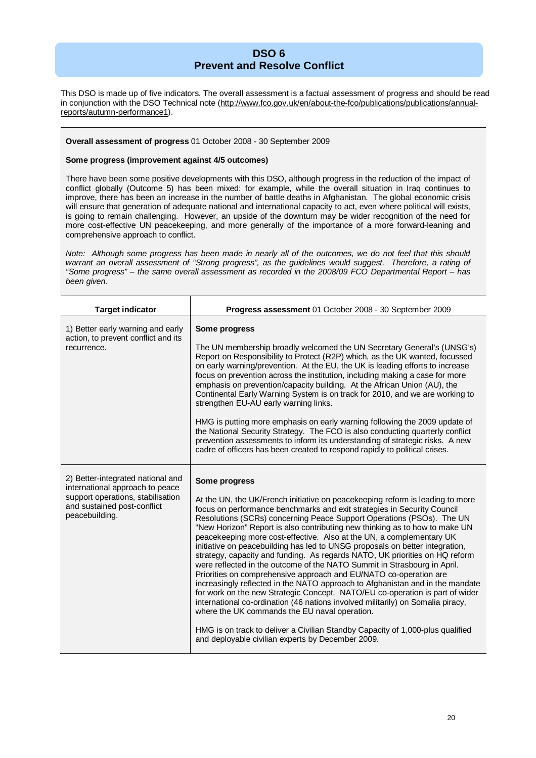# DSO 6
## Prevent and Resolve Conflict

This DSO is made up of five indicators. The overall assessment is a factual assessment of progress and should be read in conjunction with the DSO Technical note (http://www.fco.gov.uk/en/about-the-fco/publications/publications/annual-reports/autumn-performance1).

**Overall assessment of progress** 01 October 2008 - 30 September 2009

**Some progress (improvement against 4/5 outcomes)**

There have been some positive developments with this DSO, although progress in the reduction of the impact of conflict globally (Outcome 5) has been mixed: for example, while the overall situation in Iraq continues to improve, there has been an increase in the number of battle deaths in Afghanistan. The global economic crisis will ensure that generation of adequate national and international capacity to act, even where political will exists, is going to remain challenging. However, an upside of the downturn may be wider recognition of the need for more cost-effective UN peacekeeping, and more generally of the importance of a more forward-leaning and comprehensive approach to conflict.

*Note: Although some progress has been made in nearly all of the outcomes, we do not feel that this should warrant an overall assessment of "Strong progress", as the guidelines would suggest. Therefore, a rating of "Some progress" – the same overall assessment as recorded in the 2008/09 FCO Departmental Report – has been given.*

| **Target indicator** | **Progress assessment** 01 October 2008 - 30 September 2009 |
|---|---|
| 1) Better early warning and early action, to prevent conflict and its recurrence. | **Some progress**<br><br>The UN membership broadly welcomed the UN Secretary General's (UNSG's) Report on Responsibility to Protect (R2P) which, as the UK wanted, focussed on early warning/prevention. At the EU, the UK is leading efforts to increase focus on prevention across the institution, including making a case for more emphasis on prevention/capacity building. At the African Union (AU), the Continental Early Warning System is on track for 2010, and we are working to strengthen EU-AU early warning links.<br><br>HMG is putting more emphasis on early warning following the 2009 update of the National Security Strategy. The FCO is also conducting quarterly conflict prevention assessments to inform its understanding of strategic risks. A new cadre of officers has been created to respond rapidly to political crises. |
| 2) Better-integrated national and international approach to peace support operations, stabilisation and sustained post-conflict peacebuilding. | **Some progress**<br><br>At the UN, the UK/French initiative on peacekeeping reform is leading to more focus on performance benchmarks and exit strategies in Security Council Resolutions (SCRs) concerning Peace Support Operations (PSOs). The UN "New Horizon" Report is also contributing new thinking as to how to make UN peacekeeping more cost-effective. Also at the UN, a complementary UK initiative on peacebuilding has led to UNSG proposals on better integration, strategy, capacity and funding. As regards NATO, UK priorities on HQ reform were reflected in the outcome of the NATO Summit in Strasbourg in April. Priorities on comprehensive approach and EU/NATO co-operation are increasingly reflected in the NATO approach to Afghanistan and in the mandate for work on the new Strategic Concept. NATO/EU co-operation is part of wider international co-ordination (46 nations involved militarily) on Somalia piracy, where the UK commands the EU naval operation.<br><br>HMG is on track to deliver a Civilian Standby Capacity of 1,000-plus qualified and deployable civilian experts by December 2009. |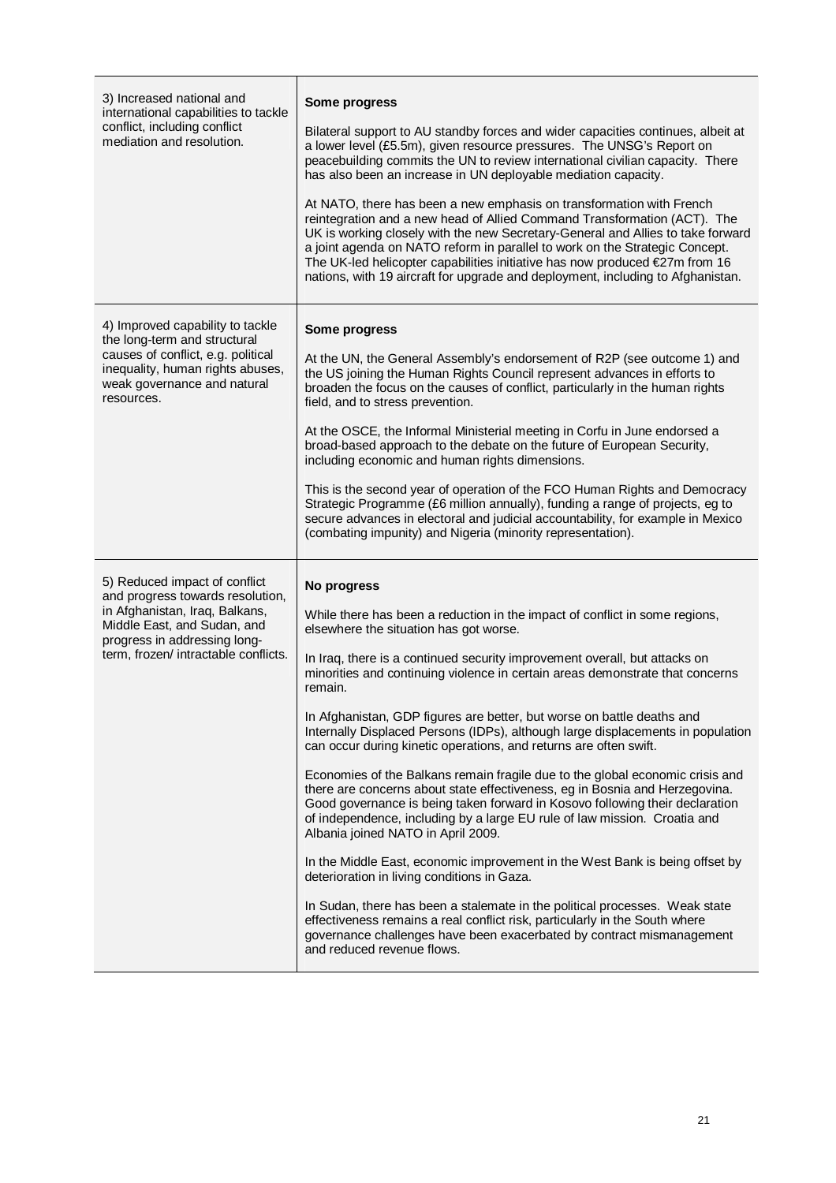| | |
|---|---|
| 3) Increased national and international capabilities to tackle conflict, including conflict mediation and resolution. | **Some progress**<br><br>Bilateral support to AU standby forces and wider capacities continues, albeit at a lower level (£5.5m), given resource pressures. The UNSG's Report on peacebuilding commits the UN to review international civilian capacity. There has also been an increase in UN deployable mediation capacity.<br><br>At NATO, there has been a new emphasis on transformation with French reintegration and a new head of Allied Command Transformation (ACT). The UK is working closely with the new Secretary-General and Allies to take forward a joint agenda on NATO reform in parallel to work on the Strategic Concept. The UK-led helicopter capabilities initiative has now produced €27m from 16 nations, with 19 aircraft for upgrade and deployment, including to Afghanistan. |
| 4) Improved capability to tackle the long-term and structural causes of conflict, e.g. political inequality, human rights abuses, weak governance and natural resources. | **Some progress**<br><br>At the UN, the General Assembly's endorsement of R2P (see outcome 1) and the US joining the Human Rights Council represent advances in efforts to broaden the focus on the causes of conflict, particularly in the human rights field, and to stress prevention.<br><br>At the OSCE, the Informal Ministerial meeting in Corfu in June endorsed a broad-based approach to the debate on the future of European Security, including economic and human rights dimensions.<br><br>This is the second year of operation of the FCO Human Rights and Democracy Strategic Programme (£6 million annually), funding a range of projects, eg to secure advances in electoral and judicial accountability, for example in Mexico (combating impunity) and Nigeria (minority representation). |
| 5) Reduced impact of conflict and progress towards resolution, in Afghanistan, Iraq, Balkans, Middle East, and Sudan, and progress in addressing long-term, frozen/ intractable conflicts. | **No progress**<br><br>While there has been a reduction in the impact of conflict in some regions, elsewhere the situation has got worse.<br><br>In Iraq, there is a continued security improvement overall, but attacks on minorities and continuing violence in certain areas demonstrate that concerns remain.<br><br>In Afghanistan, GDP figures are better, but worse on battle deaths and Internally Displaced Persons (IDPs), although large displacements in population can occur during kinetic operations, and returns are often swift.<br><br>Economies of the Balkans remain fragile due to the global economic crisis and there are concerns about state effectiveness, eg in Bosnia and Herzegovina. Good governance is being taken forward in Kosovo following their declaration of independence, including by a large EU rule of law mission. Croatia and Albania joined NATO in April 2009.<br><br>In the Middle East, economic improvement in the West Bank is being offset by deterioration in living conditions in Gaza.<br><br>In Sudan, there has been a stalemate in the political processes. Weak state effectiveness remains a real conflict risk, particularly in the South where governance challenges have been exacerbated by contract mismanagement and reduced revenue flows. |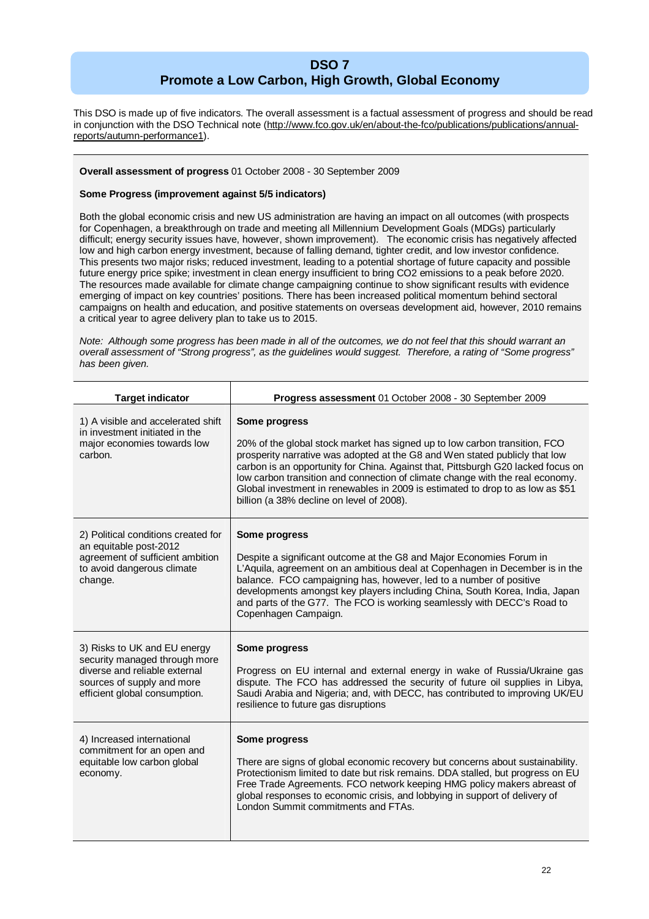# DSO 7
## Promote a Low Carbon, High Growth, Global Economy

This DSO is made up of five indicators. The overall assessment is a factual assessment of progress and should be read in conjunction with the DSO Technical note (http://www.fco.gov.uk/en/about-the-fco/publications/publications/annual-reports/autumn-performance1).

**Overall assessment of progress** 01 October 2008 - 30 September 2009

**Some Progress (improvement against 5/5 indicators)**

Both the global economic crisis and new US administration are having an impact on all outcomes (with prospects for Copenhagen, a breakthrough on trade and meeting all Millennium Development Goals (MDGs) particularly difficult; energy security issues have, however, shown improvement). The economic crisis has negatively affected low and high carbon energy investment, because of falling demand, tighter credit, and low investor confidence. This presents two major risks; reduced investment, leading to a potential shortage of future capacity and possible future energy price spike; investment in clean energy insufficient to bring CO2 emissions to a peak before 2020. The resources made available for climate change campaigning continue to show significant results with evidence emerging of impact on key countries' positions. There has been increased political momentum behind sectoral campaigns on health and education, and positive statements on overseas development aid, however, 2010 remains a critical year to agree delivery plan to take us to 2015.

*Note: Although some progress has been made in all of the outcomes, we do not feel that this should warrant an overall assessment of "Strong progress", as the guidelines would suggest. Therefore, a rating of "Some progress" has been given.*

| Target indicator | **Progress assessment** 01 October 2008 - 30 September 2009 |
|---|---|
| 1) A visible and accelerated shift in investment initiated in the major economies towards low carbon. | **Some progress**<br><br>20% of the global stock market has signed up to low carbon transition, FCO prosperity narrative was adopted at the G8 and Wen stated publicly that low carbon is an opportunity for China. Against that, Pittsburgh G20 lacked focus on low carbon transition and connection of climate change with the real economy. Global investment in renewables in 2009 is estimated to drop to as low as $51 billion (a 38% decline on level of 2008). |
| 2) Political conditions created for an equitable post-2012 agreement of sufficient ambition to avoid dangerous climate change. | **Some progress**<br><br>Despite a significant outcome at the G8 and Major Economies Forum in L'Aquila, agreement on an ambitious deal at Copenhagen in December is in the balance. FCO campaigning has, however, led to a number of positive developments amongst key players including China, South Korea, India, Japan and parts of the G77. The FCO is working seamlessly with DECC's Road to Copenhagen Campaign. |
| 3) Risks to UK and EU energy security managed through more diverse and reliable external sources of supply and more efficient global consumption. | **Some progress**<br><br>Progress on EU internal and external energy in wake of Russia/Ukraine gas dispute. The FCO has addressed the security of future oil supplies in Libya, Saudi Arabia and Nigeria; and, with DECC, has contributed to improving UK/EU resilience to future gas disruptions |
| 4) Increased international commitment for an open and equitable low carbon global economy. | **Some progress**<br><br>There are signs of global economic recovery but concerns about sustainability. Protectionism limited to date but risk remains. DDA stalled, but progress on EU Free Trade Agreements. FCO network keeping HMG policy makers abreast of global responses to economic crisis, and lobbying in support of delivery of London Summit commitments and FTAs. |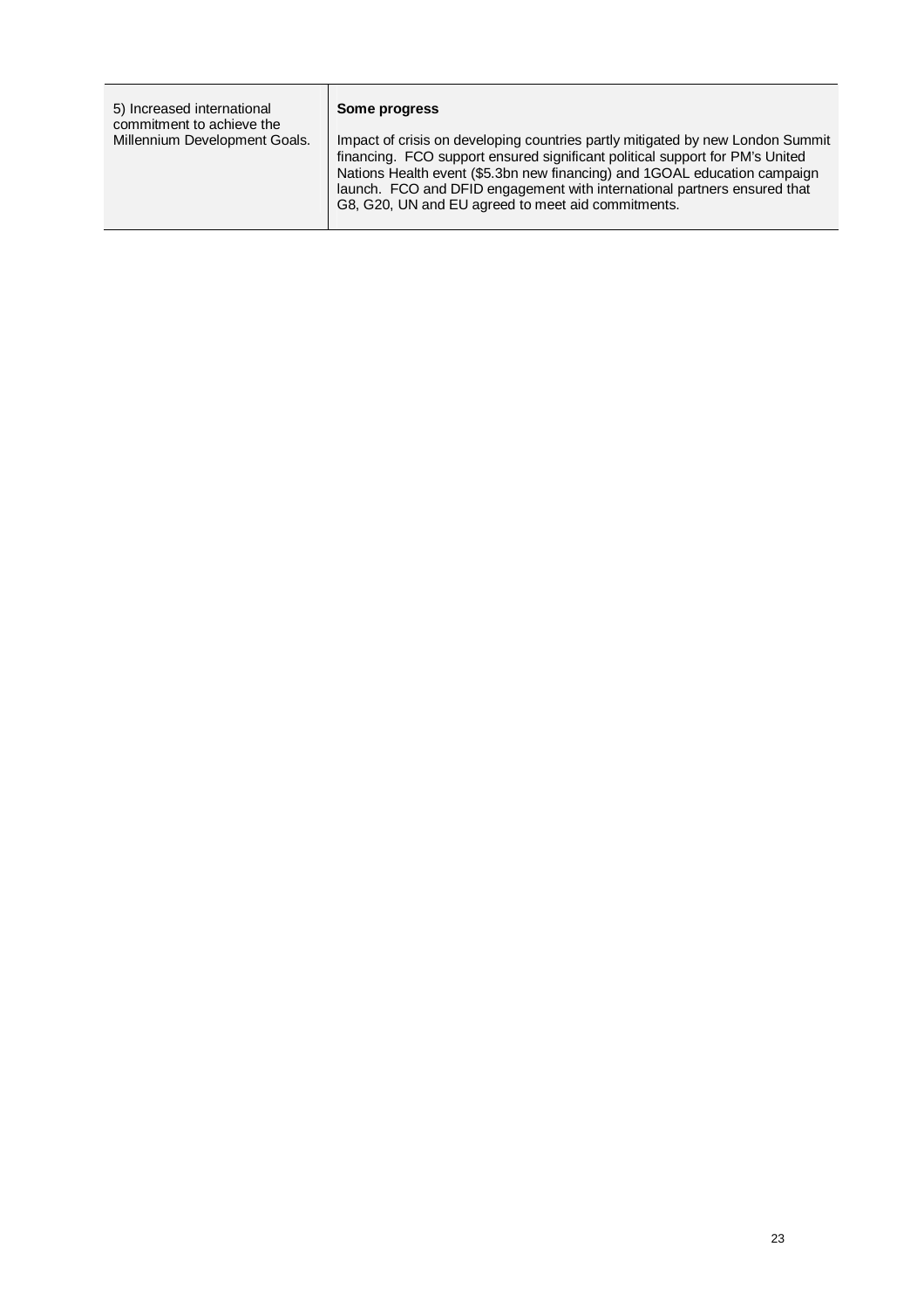| | |
|---|---|
| 5) Increased international commitment to achieve the Millennium Development Goals. | **Some progress**<br><br>Impact of crisis on developing countries partly mitigated by new London Summit financing. FCO support ensured significant political support for PM's United Nations Health event ($5.3bn new financing) and 1GOAL education campaign launch. FCO and DFID engagement with international partners ensured that G8, G20, UN and EU agreed to meet aid commitments. |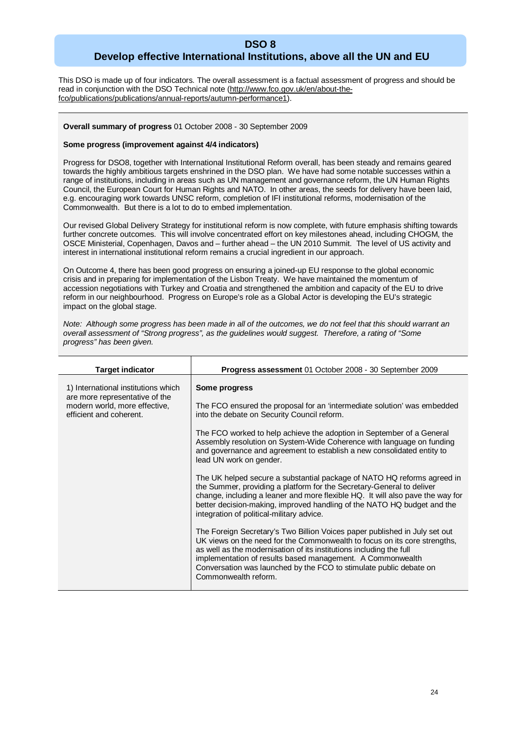# DSO 8
## Develop effective International Institutions, above all the UN and EU

This DSO is made up of four indicators. The overall assessment is a factual assessment of progress and should be read in conjunction with the DSO Technical note (http://www.fco.gov.uk/en/about-the-fco/publications/publications/annual-reports/autumn-performance1).

**Overall summary of progress** 01 October 2008 - 30 September 2009

**Some progress (improvement against 4/4 indicators)**

Progress for DSO8, together with International Institutional Reform overall, has been steady and remains geared towards the highly ambitious targets enshrined in the DSO plan. We have had some notable successes within a range of institutions, including in areas such as UN management and governance reform, the UN Human Rights Council, the European Court for Human Rights and NATO. In other areas, the seeds for delivery have been laid, e.g. encouraging work towards UNSC reform, completion of IFI institutional reforms, modernisation of the Commonwealth. But there is a lot to do to embed implementation.

Our revised Global Delivery Strategy for institutional reform is now complete, with future emphasis shifting towards further concrete outcomes. This will involve concentrated effort on key milestones ahead, including CHOGM, the OSCE Ministerial, Copenhagen, Davos and – further ahead – the UN 2010 Summit. The level of US activity and interest in international institutional reform remains a crucial ingredient in our approach.

On Outcome 4, there has been good progress on ensuring a joined-up EU response to the global economic crisis and in preparing for implementation of the Lisbon Treaty. We have maintained the momentum of accession negotiations with Turkey and Croatia and strengthened the ambition and capacity of the EU to drive reform in our neighbourhood. Progress on Europe's role as a Global Actor is developing the EU's strategic impact on the global stage.

*Note: Although some progress has been made in all of the outcomes, we do not feel that this should warrant an overall assessment of "Strong progress", as the guidelines would suggest. Therefore, a rating of "Some progress" has been given.*

| Target indicator | **Progress assessment** 01 October 2008 - 30 September 2009 |
|---|---|
| 1) International institutions which are more representative of the modern world, more effective, efficient and coherent. | **Some progress**<br><br>The FCO ensured the proposal for an 'intermediate solution' was embedded into the debate on Security Council reform.<br><br>The FCO worked to help achieve the adoption in September of a General Assembly resolution on System-Wide Coherence with language on funding and governance and agreement to establish a new consolidated entity to lead UN work on gender.<br><br>The UK helped secure a substantial package of NATO HQ reforms agreed in the Summer, providing a platform for the Secretary-General to deliver change, including a leaner and more flexible HQ. It will also pave the way for better decision-making, improved handling of the NATO HQ budget and the integration of political-military advice.<br><br>The Foreign Secretary's Two Billion Voices paper published in July set out UK views on the need for the Commonwealth to focus on its core strengths, as well as the modernisation of its institutions including the full implementation of results based management. A Commonwealth Conversation was launched by the FCO to stimulate public debate on Commonwealth reform. |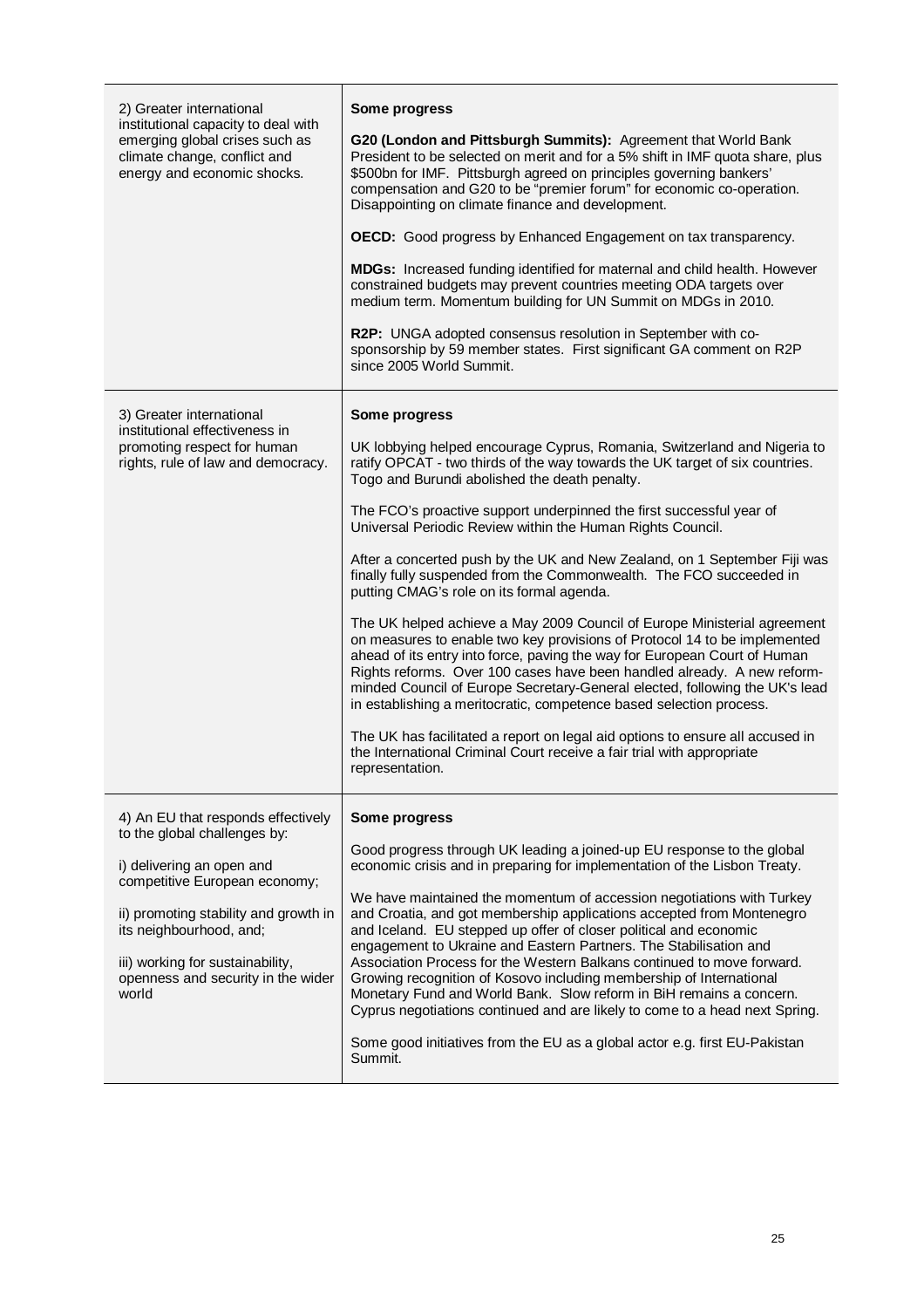| | |
|---|---|
| 2) Greater international institutional capacity to deal with emerging global crises such as climate change, conflict and energy and economic shocks. | **Some progress**<br><br>**G20 (London and Pittsburgh Summits):** Agreement that World Bank President to be selected on merit and for a 5% shift in IMF quota share, plus \$500bn for IMF. Pittsburgh agreed on principles governing bankers' compensation and G20 to be "premier forum" for economic co-operation. Disappointing on climate finance and development.<br><br>**OECD:** Good progress by Enhanced Engagement on tax transparency.<br><br>**MDGs:** Increased funding identified for maternal and child health. However constrained budgets may prevent countries meeting ODA targets over medium term. Momentum building for UN Summit on MDGs in 2010.<br><br>**R2P:** UNGA adopted consensus resolution in September with co-sponsorship by 59 member states. First significant GA comment on R2P since 2005 World Summit. |
| 3) Greater international institutional effectiveness in promoting respect for human rights, rule of law and democracy. | **Some progress**<br><br>UK lobbying helped encourage Cyprus, Romania, Switzerland and Nigeria to ratify OPCAT - two thirds of the way towards the UK target of six countries. Togo and Burundi abolished the death penalty.<br><br>The FCO's proactive support underpinned the first successful year of Universal Periodic Review within the Human Rights Council.<br><br>After a concerted push by the UK and New Zealand, on 1 September Fiji was finally fully suspended from the Commonwealth. The FCO succeeded in putting CMAG's role on its formal agenda.<br><br>The UK helped achieve a May 2009 Council of Europe Ministerial agreement on measures to enable two key provisions of Protocol 14 to be implemented ahead of its entry into force, paving the way for European Court of Human Rights reforms. Over 100 cases have been handled already. A new reform-minded Council of Europe Secretary-General elected, following the UK's lead in establishing a meritocratic, competence based selection process.<br><br>The UK has facilitated a report on legal aid options to ensure all accused in the International Criminal Court receive a fair trial with appropriate representation. |
| 4) An EU that responds effectively to the global challenges by:<br><br>i) delivering an open and competitive European economy;<br><br>ii) promoting stability and growth in its neighbourhood, and;<br><br>iii) working for sustainability, openness and security in the wider world | **Some progress**<br><br>Good progress through UK leading a joined-up EU response to the global economic crisis and in preparing for implementation of the Lisbon Treaty.<br><br>We have maintained the momentum of accession negotiations with Turkey and Croatia, and got membership applications accepted from Montenegro and Iceland. EU stepped up offer of closer political and economic engagement to Ukraine and Eastern Partners. The Stabilisation and Association Process for the Western Balkans continued to move forward. Growing recognition of Kosovo including membership of International Monetary Fund and World Bank. Slow reform in BiH remains a concern. Cyprus negotiations continued and are likely to come to a head next Spring.<br><br>Some good initiatives from the EU as a global actor e.g. first EU-Pakistan Summit. |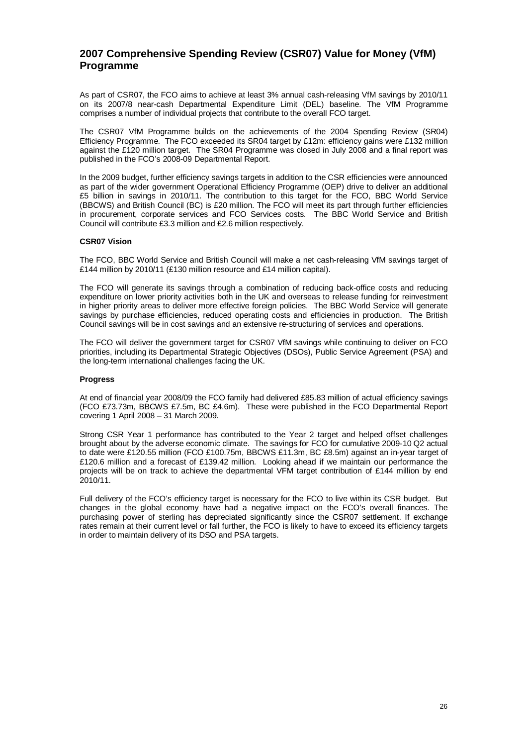## 2007 Comprehensive Spending Review (CSR07) Value for Money (VfM) Programme

As part of CSR07, the FCO aims to achieve at least 3% annual cash-releasing VfM savings by 2010/11 on its 2007/8 near-cash Departmental Expenditure Limit (DEL) baseline. The VfM Programme comprises a number of individual projects that contribute to the overall FCO target.

The CSR07 VfM Programme builds on the achievements of the 2004 Spending Review (SR04) Efficiency Programme. The FCO exceeded its SR04 target by £12m: efficiency gains were £132 million against the £120 million target. The SR04 Programme was closed in July 2008 and a final report was published in the FCO's 2008-09 Departmental Report.

In the 2009 budget, further efficiency savings targets in addition to the CSR efficiencies were announced as part of the wider government Operational Efficiency Programme (OEP) drive to deliver an additional £5 billion in savings in 2010/11. The contribution to this target for the FCO, BBC World Service (BBCWS) and British Council (BC) is £20 million. The FCO will meet its part through further efficiencies in procurement, corporate services and FCO Services costs. The BBC World Service and British Council will contribute £3.3 million and £2.6 million respectively.

**CSR07 Vision**

The FCO, BBC World Service and British Council will make a net cash-releasing VfM savings target of £144 million by 2010/11 (£130 million resource and £14 million capital).

The FCO will generate its savings through a combination of reducing back-office costs and reducing expenditure on lower priority activities both in the UK and overseas to release funding for reinvestment in higher priority areas to deliver more effective foreign policies. The BBC World Service will generate savings by purchase efficiencies, reduced operating costs and efficiencies in production. The British Council savings will be in cost savings and an extensive re-structuring of services and operations.

The FCO will deliver the government target for CSR07 VfM savings while continuing to deliver on FCO priorities, including its Departmental Strategic Objectives (DSOs), Public Service Agreement (PSA) and the long-term international challenges facing the UK.

**Progress**

At end of financial year 2008/09 the FCO family had delivered £85.83 million of actual efficiency savings (FCO £73.73m, BBCWS £7.5m, BC £4.6m). These were published in the FCO Departmental Report covering 1 April 2008 – 31 March 2009.

Strong CSR Year 1 performance has contributed to the Year 2 target and helped offset challenges brought about by the adverse economic climate. The savings for FCO for cumulative 2009-10 Q2 actual to date were £120.55 million (FCO £100.75m, BBCWS £11.3m, BC £8.5m) against an in-year target of £120.6 million and a forecast of £139.42 million. Looking ahead if we maintain our performance the projects will be on track to achieve the departmental VFM target contribution of £144 million by end 2010/11.

Full delivery of the FCO's efficiency target is necessary for the FCO to live within its CSR budget. But changes in the global economy have had a negative impact on the FCO's overall finances. The purchasing power of sterling has depreciated significantly since the CSR07 settlement. If exchange rates remain at their current level or fall further, the FCO is likely to have to exceed its efficiency targets in order to maintain delivery of its DSO and PSA targets.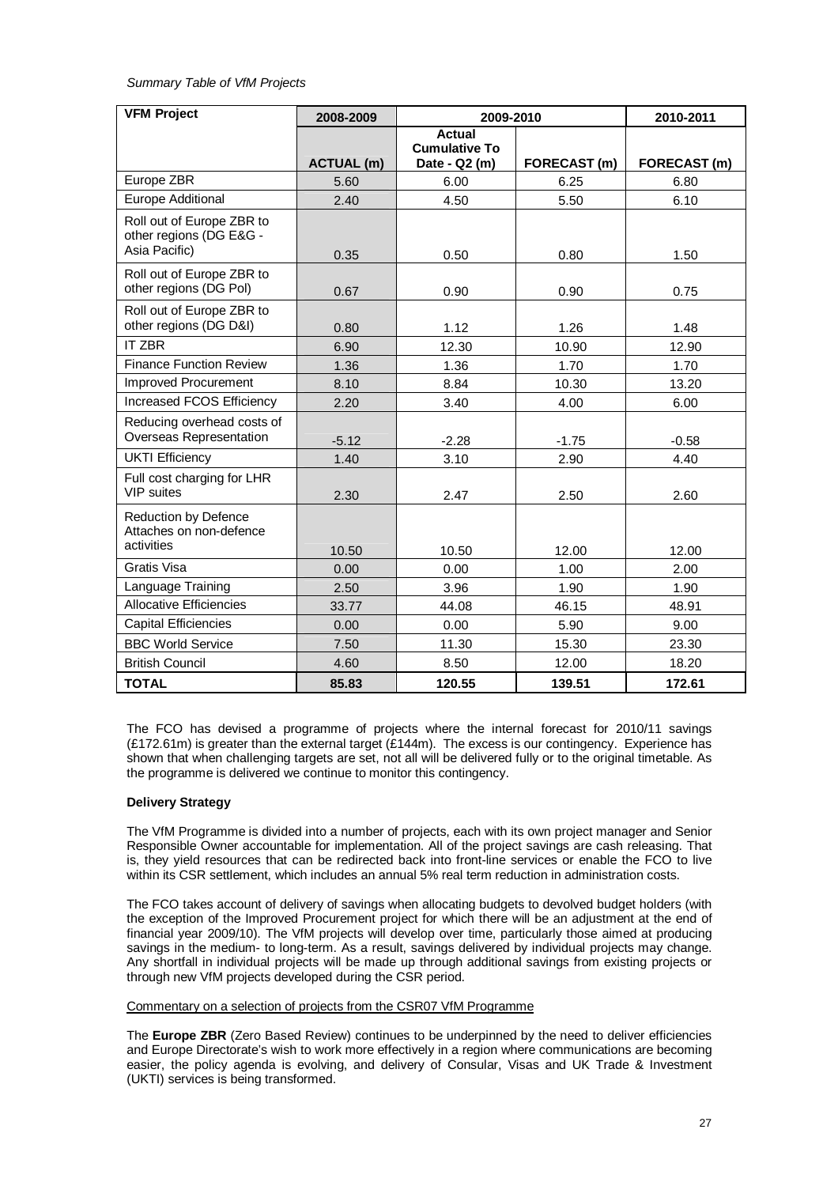*Summary Table of VfM Projects*

| VFM Project | 2008-2009 | 2009-2010 | | 2010-2011 |
|---|---|---|---|---|
| | ACTUAL (m) | Actual Cumulative To Date - Q2 (m) | FORECAST (m) | FORECAST (m) |
| Europe ZBR | 5.60 | 6.00 | 6.25 | 6.80 |
| Europe Additional | 2.40 | 4.50 | 5.50 | 6.10 |
| Roll out of Europe ZBR to other regions (DG E&G - Asia Pacific) | 0.35 | 0.50 | 0.80 | 1.50 |
| Roll out of Europe ZBR to other regions (DG Pol) | 0.67 | 0.90 | 0.90 | 0.75 |
| Roll out of Europe ZBR to other regions (DG D&I) | 0.80 | 1.12 | 1.26 | 1.48 |
| IT ZBR | 6.90 | 12.30 | 10.90 | 12.90 |
| Finance Function Review | 1.36 | 1.36 | 1.70 | 1.70 |
| Improved Procurement | 8.10 | 8.84 | 10.30 | 13.20 |
| Increased FCOS Efficiency | 2.20 | 3.40 | 4.00 | 6.00 |
| Reducing overhead costs of Overseas Representation | -5.12 | -2.28 | -1.75 | -0.58 |
| UKTI Efficiency | 1.40 | 3.10 | 2.90 | 4.40 |
| Full cost charging for LHR VIP suites | 2.30 | 2.47 | 2.50 | 2.60 |
| Reduction by Defence Attaches on non-defence activities | 10.50 | 10.50 | 12.00 | 12.00 |
| Gratis Visa | 0.00 | 0.00 | 1.00 | 2.00 |
| Language Training | 2.50 | 3.96 | 1.90 | 1.90 |
| Allocative Efficiencies | 33.77 | 44.08 | 46.15 | 48.91 |
| Capital Efficiencies | 0.00 | 0.00 | 5.90 | 9.00 |
| BBC World Service | 7.50 | 11.30 | 15.30 | 23.30 |
| British Council | 4.60 | 8.50 | 12.00 | 18.20 |
| **TOTAL** | **85.83** | **120.55** | **139.51** | **172.61** |

The FCO has devised a programme of projects where the internal forecast for 2010/11 savings (£172.61m) is greater than the external target (£144m). The excess is our contingency. Experience has shown that when challenging targets are set, not all will be delivered fully or to the original timetable. As the programme is delivered we continue to monitor this contingency.

**Delivery Strategy**

The VfM Programme is divided into a number of projects, each with its own project manager and Senior Responsible Owner accountable for implementation. All of the project savings are cash releasing. That is, they yield resources that can be redirected back into front-line services or enable the FCO to live within its CSR settlement, which includes an annual 5% real term reduction in administration costs.

The FCO takes account of delivery of savings when allocating budgets to devolved budget holders (with the exception of the Improved Procurement project for which there will be an adjustment at the end of financial year 2009/10). The VfM projects will develop over time, particularly those aimed at producing savings in the medium- to long-term. As a result, savings delivered by individual projects may change. Any shortfall in individual projects will be made up through additional savings from existing projects or through new VfM projects developed during the CSR period.

Commentary on a selection of projects from the CSR07 VfM Programme

The **Europe ZBR** (Zero Based Review) continues to be underpinned by the need to deliver efficiencies and Europe Directorate's wish to work more effectively in a region where communications are becoming easier, the policy agenda is evolving, and delivery of Consular, Visas and UK Trade & Investment (UKTI) services is being transformed.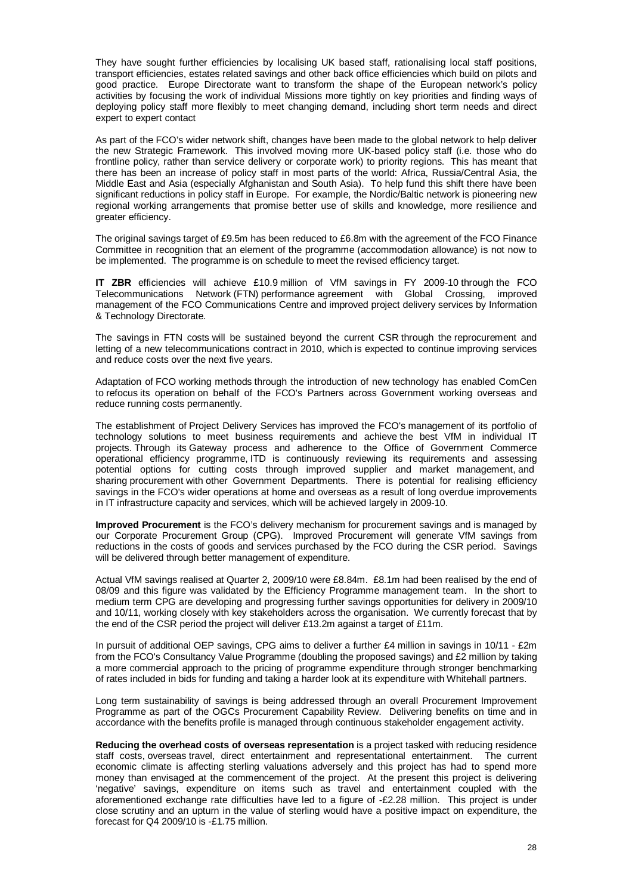They have sought further efficiencies by localising UK based staff, rationalising local staff positions, transport efficiencies, estates related savings and other back office efficiencies which build on pilots and good practice. Europe Directorate want to transform the shape of the European network's policy activities by focusing the work of individual Missions more tightly on key priorities and finding ways of deploying policy staff more flexibly to meet changing demand, including short term needs and direct expert to expert contact

As part of the FCO's wider network shift, changes have been made to the global network to help deliver the new Strategic Framework. This involved moving more UK-based policy staff (i.e. those who do frontline policy, rather than service delivery or corporate work) to priority regions. This has meant that there has been an increase of policy staff in most parts of the world: Africa, Russia/Central Asia, the Middle East and Asia (especially Afghanistan and South Asia). To help fund this shift there have been significant reductions in policy staff in Europe. For example, the Nordic/Baltic network is pioneering new regional working arrangements that promise better use of skills and knowledge, more resilience and greater efficiency.

The original savings target of £9.5m has been reduced to £6.8m with the agreement of the FCO Finance Committee in recognition that an element of the programme (accommodation allowance) is not now to be implemented. The programme is on schedule to meet the revised efficiency target.

**IT ZBR** efficiencies will achieve £10.9 million of VfM savings in FY 2009-10 through the FCO Telecommunications Network (FTN) performance agreement with Global Crossing, improved management of the FCO Communications Centre and improved project delivery services by Information & Technology Directorate.

The savings in FTN costs will be sustained beyond the current CSR through the reprocurement and letting of a new telecommunications contract in 2010, which is expected to continue improving services and reduce costs over the next five years.

Adaptation of FCO working methods through the introduction of new technology has enabled ComCen to refocus its operation on behalf of the FCO's Partners across Government working overseas and reduce running costs permanently.

The establishment of Project Delivery Services has improved the FCO's management of its portfolio of technology solutions to meet business requirements and achieve the best VfM in individual IT projects. Through its Gateway process and adherence to the Office of Government Commerce operational efficiency programme, ITD is continuously reviewing its requirements and assessing potential options for cutting costs through improved supplier and market management, and sharing procurement with other Government Departments. There is potential for realising efficiency savings in the FCO's wider operations at home and overseas as a result of long overdue improvements in IT infrastructure capacity and services, which will be achieved largely in 2009-10.

**Improved Procurement** is the FCO's delivery mechanism for procurement savings and is managed by our Corporate Procurement Group (CPG). Improved Procurement will generate VfM savings from reductions in the costs of goods and services purchased by the FCO during the CSR period. Savings will be delivered through better management of expenditure.

Actual VfM savings realised at Quarter 2, 2009/10 were £8.84m. £8.1m had been realised by the end of 08/09 and this figure was validated by the Efficiency Programme management team. In the short to medium term CPG are developing and progressing further savings opportunities for delivery in 2009/10 and 10/11, working closely with key stakeholders across the organisation. We currently forecast that by the end of the CSR period the project will deliver £13.2m against a target of £11m.

In pursuit of additional OEP savings, CPG aims to deliver a further £4 million in savings in 10/11 - £2m from the FCO's Consultancy Value Programme (doubling the proposed savings) and £2 million by taking a more commercial approach to the pricing of programme expenditure through stronger benchmarking of rates included in bids for funding and taking a harder look at its expenditure with Whitehall partners.

Long term sustainability of savings is being addressed through an overall Procurement Improvement Programme as part of the OGCs Procurement Capability Review. Delivering benefits on time and in accordance with the benefits profile is managed through continuous stakeholder engagement activity.

**Reducing the overhead costs of overseas representation** is a project tasked with reducing residence staff costs, overseas travel, direct entertainment and representational entertainment. The current economic climate is affecting sterling valuations adversely and this project has had to spend more money than envisaged at the commencement of the project. At the present this project is delivering 'negative' savings, expenditure on items such as travel and entertainment coupled with the aforementioned exchange rate difficulties have led to a figure of -£2.28 million. This project is under close scrutiny and an upturn in the value of sterling would have a positive impact on expenditure, the forecast for Q4 2009/10 is -£1.75 million.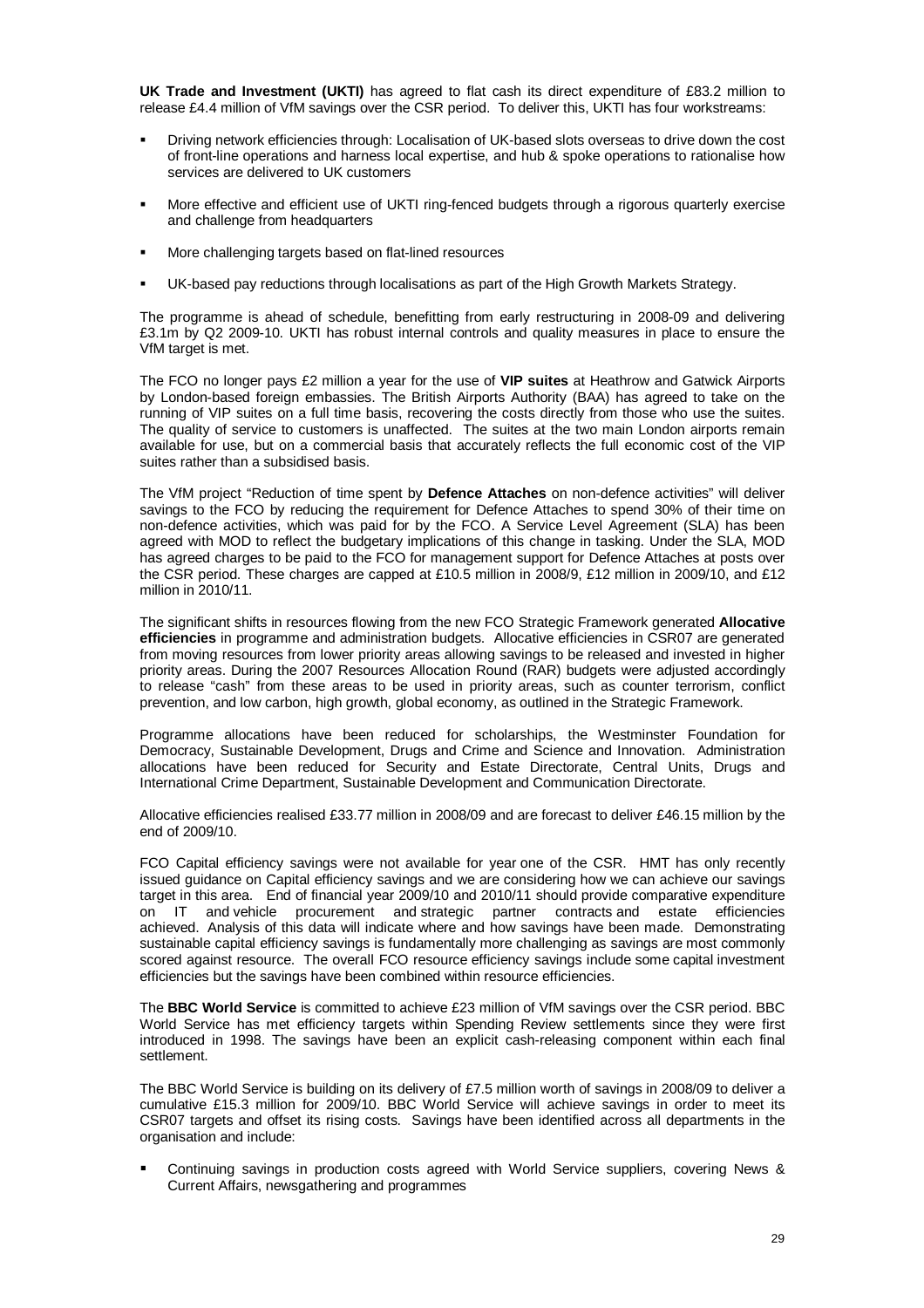**UK Trade and Investment (UKTI)** has agreed to flat cash its direct expenditure of £83.2 million to release £4.4 million of VfM savings over the CSR period. To deliver this, UKTI has four workstreams:

- Driving network efficiencies through: Localisation of UK-based slots overseas to drive down the cost of front-line operations and harness local expertise, and hub & spoke operations to rationalise how services are delivered to UK customers
- More effective and efficient use of UKTI ring-fenced budgets through a rigorous quarterly exercise and challenge from headquarters
- More challenging targets based on flat-lined resources
- UK-based pay reductions through localisations as part of the High Growth Markets Strategy.

The programme is ahead of schedule, benefitting from early restructuring in 2008-09 and delivering £3.1m by Q2 2009-10. UKTI has robust internal controls and quality measures in place to ensure the VfM target is met.

The FCO no longer pays £2 million a year for the use of **VIP suites** at Heathrow and Gatwick Airports by London-based foreign embassies. The British Airports Authority (BAA) has agreed to take on the running of VIP suites on a full time basis, recovering the costs directly from those who use the suites. The quality of service to customers is unaffected. The suites at the two main London airports remain available for use, but on a commercial basis that accurately reflects the full economic cost of the VIP suites rather than a subsidised basis.

The VfM project "Reduction of time spent by **Defence Attaches** on non-defence activities" will deliver savings to the FCO by reducing the requirement for Defence Attaches to spend 30% of their time on non-defence activities, which was paid for by the FCO. A Service Level Agreement (SLA) has been agreed with MOD to reflect the budgetary implications of this change in tasking. Under the SLA, MOD has agreed charges to be paid to the FCO for management support for Defence Attaches at posts over the CSR period. These charges are capped at £10.5 million in 2008/9, £12 million in 2009/10, and £12 million in 2010/11.

The significant shifts in resources flowing from the new FCO Strategic Framework generated **Allocative efficiencies** in programme and administration budgets. Allocative efficiencies in CSR07 are generated from moving resources from lower priority areas allowing savings to be released and invested in higher priority areas. During the 2007 Resources Allocation Round (RAR) budgets were adjusted accordingly to release "cash" from these areas to be used in priority areas, such as counter terrorism, conflict prevention, and low carbon, high growth, global economy, as outlined in the Strategic Framework.

Programme allocations have been reduced for scholarships, the Westminster Foundation for Democracy, Sustainable Development, Drugs and Crime and Science and Innovation. Administration allocations have been reduced for Security and Estate Directorate, Central Units, Drugs and International Crime Department, Sustainable Development and Communication Directorate.

Allocative efficiencies realised £33.77 million in 2008/09 and are forecast to deliver £46.15 million by the end of 2009/10.

FCO Capital efficiency savings were not available for year one of the CSR. HMT has only recently issued guidance on Capital efficiency savings and we are considering how we can achieve our savings target in this area. End of financial year 2009/10 and 2010/11 should provide comparative expenditure on IT and vehicle procurement and strategic partner contracts and estate efficiencies achieved. Analysis of this data will indicate where and how savings have been made. Demonstrating sustainable capital efficiency savings is fundamentally more challenging as savings are most commonly scored against resource. The overall FCO resource efficiency savings include some capital investment efficiencies but the savings have been combined within resource efficiencies.

The **BBC World Service** is committed to achieve £23 million of VfM savings over the CSR period. BBC World Service has met efficiency targets within Spending Review settlements since they were first introduced in 1998. The savings have been an explicit cash-releasing component within each final settlement.

The BBC World Service is building on its delivery of £7.5 million worth of savings in 2008/09 to deliver a cumulative £15.3 million for 2009/10. BBC World Service will achieve savings in order to meet its CSR07 targets and offset its rising costs. Savings have been identified across all departments in the organisation and include:

- Continuing savings in production costs agreed with World Service suppliers, covering News & Current Affairs, newsgathering and programmes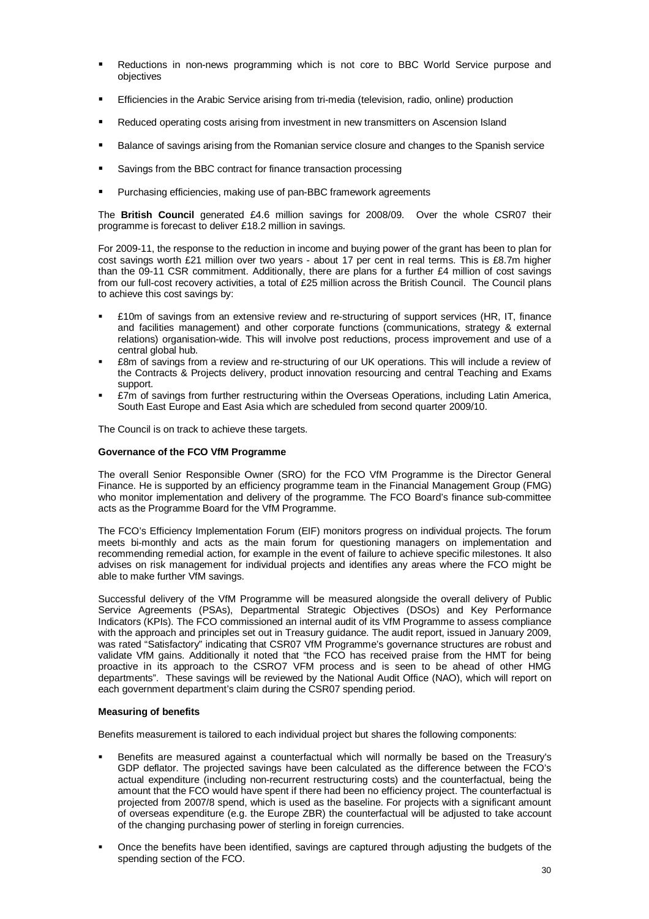- Reductions in non-news programming which is not core to BBC World Service purpose and objectives
- Efficiencies in the Arabic Service arising from tri-media (television, radio, online) production
- Reduced operating costs arising from investment in new transmitters on Ascension Island
- Balance of savings arising from the Romanian service closure and changes to the Spanish service
- Savings from the BBC contract for finance transaction processing
- Purchasing efficiencies, making use of pan-BBC framework agreements

The **British Council** generated £4.6 million savings for 2008/09. Over the whole CSR07 their programme is forecast to deliver £18.2 million in savings.

For 2009-11, the response to the reduction in income and buying power of the grant has been to plan for cost savings worth £21 million over two years - about 17 per cent in real terms. This is £8.7m higher than the 09-11 CSR commitment. Additionally, there are plans for a further £4 million of cost savings from our full-cost recovery activities, a total of £25 million across the British Council. The Council plans to achieve this cost savings by:

- £10m of savings from an extensive review and re-structuring of support services (HR, IT, finance and facilities management) and other corporate functions (communications, strategy & external relations) organisation-wide. This will involve post reductions, process improvement and use of a central global hub.
- £8m of savings from a review and re-structuring of our UK operations. This will include a review of the Contracts & Projects delivery, product innovation resourcing and central Teaching and Exams support.
- £7m of savings from further restructuring within the Overseas Operations, including Latin America, South East Europe and East Asia which are scheduled from second quarter 2009/10.

The Council is on track to achieve these targets.

**Governance of the FCO VfM Programme**

The overall Senior Responsible Owner (SRO) for the FCO VfM Programme is the Director General Finance. He is supported by an efficiency programme team in the Financial Management Group (FMG) who monitor implementation and delivery of the programme. The FCO Board's finance sub-committee acts as the Programme Board for the VfM Programme.

The FCO's Efficiency Implementation Forum (EIF) monitors progress on individual projects. The forum meets bi-monthly and acts as the main forum for questioning managers on implementation and recommending remedial action, for example in the event of failure to achieve specific milestones. It also advises on risk management for individual projects and identifies any areas where the FCO might be able to make further VfM savings.

Successful delivery of the VfM Programme will be measured alongside the overall delivery of Public Service Agreements (PSAs), Departmental Strategic Objectives (DSOs) and Key Performance Indicators (KPIs). The FCO commissioned an internal audit of its VfM Programme to assess compliance with the approach and principles set out in Treasury guidance. The audit report, issued in January 2009, was rated "Satisfactory" indicating that CSR07 VfM Programme's governance structures are robust and validate VfM gains. Additionally it noted that "the FCO has received praise from the HMT for being proactive in its approach to the CSRO7 VFM process and is seen to be ahead of other HMG departments". These savings will be reviewed by the National Audit Office (NAO), which will report on each government department's claim during the CSR07 spending period.

**Measuring of benefits**

Benefits measurement is tailored to each individual project but shares the following components:

- Benefits are measured against a counterfactual which will normally be based on the Treasury's GDP deflator. The projected savings have been calculated as the difference between the FCO's actual expenditure (including non-recurrent restructuring costs) and the counterfactual, being the amount that the FCO would have spent if there had been no efficiency project. The counterfactual is projected from 2007/8 spend, which is used as the baseline. For projects with a significant amount of overseas expenditure (e.g. the Europe ZBR) the counterfactual will be adjusted to take account of the changing purchasing power of sterling in foreign currencies.

- Once the benefits have been identified, savings are captured through adjusting the budgets of the spending section of the FCO.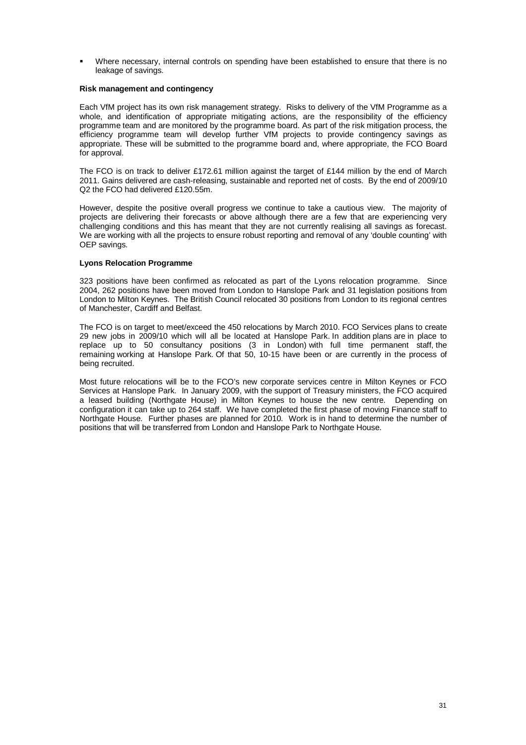- Where necessary, internal controls on spending have been established to ensure that there is no leakage of savings.

**Risk management and contingency**

Each VfM project has its own risk management strategy. Risks to delivery of the VfM Programme as a whole, and identification of appropriate mitigating actions, are the responsibility of the efficiency programme team and are monitored by the programme board. As part of the risk mitigation process, the efficiency programme team will develop further VfM projects to provide contingency savings as appropriate. These will be submitted to the programme board and, where appropriate, the FCO Board for approval.

The FCO is on track to deliver £172.61 million against the target of £144 million by the end of March 2011. Gains delivered are cash-releasing, sustainable and reported net of costs. By the end of 2009/10 Q2 the FCO had delivered £120.55m.

However, despite the positive overall progress we continue to take a cautious view. The majority of projects are delivering their forecasts or above although there are a few that are experiencing very challenging conditions and this has meant that they are not currently realising all savings as forecast. We are working with all the projects to ensure robust reporting and removal of any 'double counting' with OEP savings.

**Lyons Relocation Programme**

323 positions have been confirmed as relocated as part of the Lyons relocation programme. Since 2004, 262 positions have been moved from London to Hanslope Park and 31 legislation positions from London to Milton Keynes. The British Council relocated 30 positions from London to its regional centres of Manchester, Cardiff and Belfast.

The FCO is on target to meet/exceed the 450 relocations by March 2010. FCO Services plans to create 29 new jobs in 2009/10 which will all be located at Hanslope Park. In addition plans are in place to replace up to 50 consultancy positions (3 in London) with full time permanent staff, the remaining working at Hanslope Park. Of that 50, 10-15 have been or are currently in the process of being recruited.

Most future relocations will be to the FCO's new corporate services centre in Milton Keynes or FCO Services at Hanslope Park. In January 2009, with the support of Treasury ministers, the FCO acquired a leased building (Northgate House) in Milton Keynes to house the new centre. Depending on configuration it can take up to 264 staff. We have completed the first phase of moving Finance staff to Northgate House. Further phases are planned for 2010. Work is in hand to determine the number of positions that will be transferred from London and Hanslope Park to Northgate House.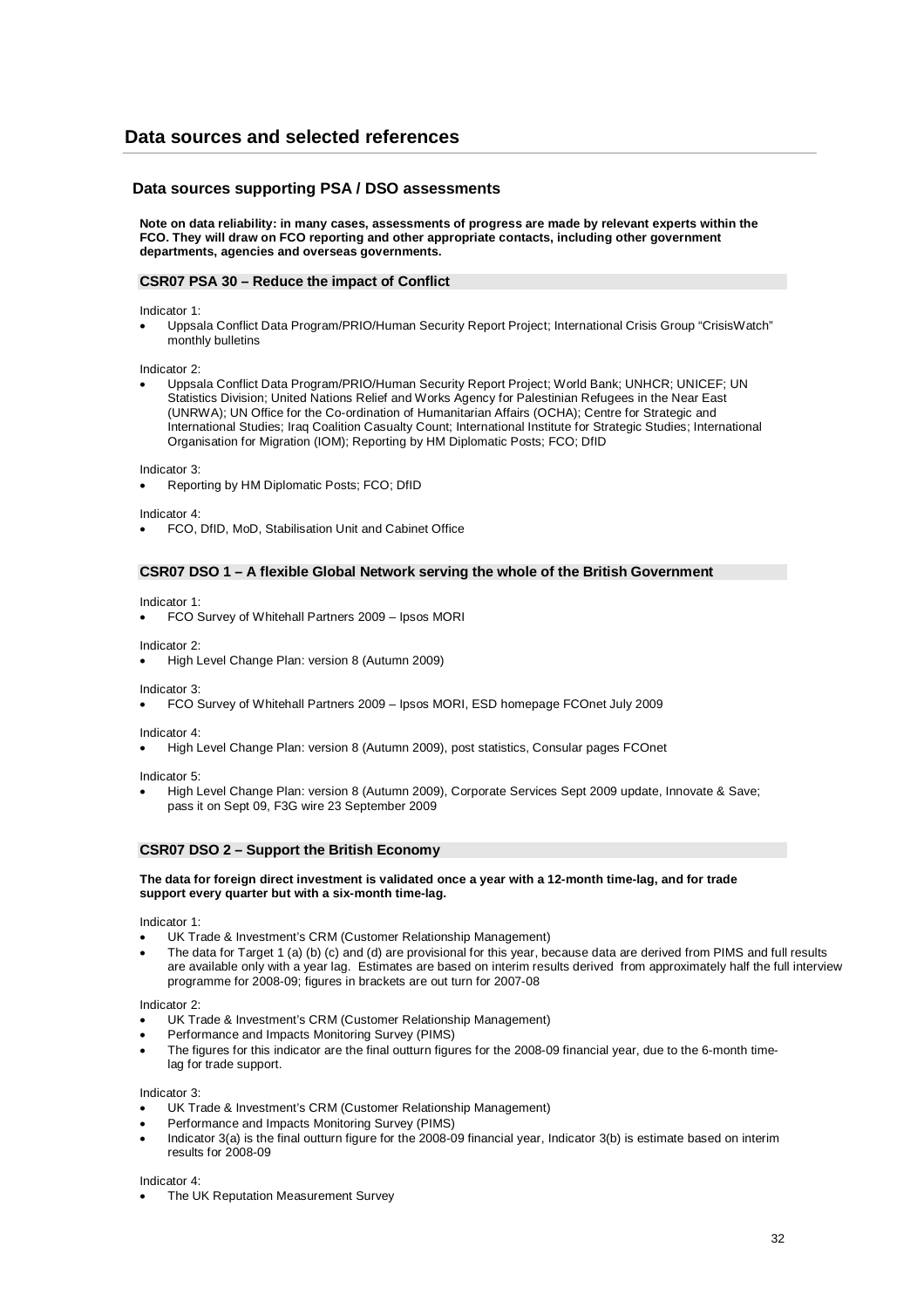# Data sources and selected references

## Data sources supporting PSA / DSO assessments

**Note on data reliability: in many cases, assessments of progress are made by relevant experts within the FCO. They will draw on FCO reporting and other appropriate contacts, including other government departments, agencies and overseas governments.**

### CSR07 PSA 30 – Reduce the impact of Conflict

Indicator 1:

- Uppsala Conflict Data Program/PRIO/Human Security Report Project; International Crisis Group "CrisisWatch" monthly bulletins

Indicator 2:

- Uppsala Conflict Data Program/PRIO/Human Security Report Project; World Bank; UNHCR; UNICEF; UN Statistics Division; United Nations Relief and Works Agency for Palestinian Refugees in the Near East (UNRWA); UN Office for the Co-ordination of Humanitarian Affairs (OCHA); Centre for Strategic and International Studies; Iraq Coalition Casualty Count; International Institute for Strategic Studies; International Organisation for Migration (IOM); Reporting by HM Diplomatic Posts; FCO; DfID

Indicator 3:

- Reporting by HM Diplomatic Posts; FCO; DfID

Indicator 4:

- FCO, DfID, MoD, Stabilisation Unit and Cabinet Office

### CSR07 DSO 1 – A flexible Global Network serving the whole of the British Government

Indicator 1:

- FCO Survey of Whitehall Partners 2009 – Ipsos MORI

Indicator 2:

- High Level Change Plan: version 8 (Autumn 2009)

Indicator 3:

- FCO Survey of Whitehall Partners 2009 – Ipsos MORI, ESD homepage FCOnet July 2009

Indicator 4:

- High Level Change Plan: version 8 (Autumn 2009), post statistics, Consular pages FCOnet

Indicator 5:

- High Level Change Plan: version 8 (Autumn 2009), Corporate Services Sept 2009 update, Innovate & Save; pass it on Sept 09, F3G wire 23 September 2009

### CSR07 DSO 2 – Support the British Economy

**The data for foreign direct investment is validated once a year with a 12-month time-lag, and for trade support every quarter but with a six-month time-lag.**

Indicator 1:

- UK Trade & Investment's CRM (Customer Relationship Management)
- The data for Target 1 (a) (b) (c) and (d) are provisional for this year, because data are derived from PIMS and full results are available only with a year lag. Estimates are based on interim results derived from approximately half the full interview programme for 2008-09; figures in brackets are out turn for 2007-08

Indicator 2:

- UK Trade & Investment's CRM (Customer Relationship Management)
- Performance and Impacts Monitoring Survey (PIMS)
- The figures for this indicator are the final outturn figures for the 2008-09 financial year, due to the 6-month time-lag for trade support.

Indicator 3:

- UK Trade & Investment's CRM (Customer Relationship Management)
- Performance and Impacts Monitoring Survey (PIMS)
- Indicator 3(a) is the final outturn figure for the 2008-09 financial year, Indicator 3(b) is estimate based on interim results for 2008-09

Indicator 4:

- The UK Reputation Measurement Survey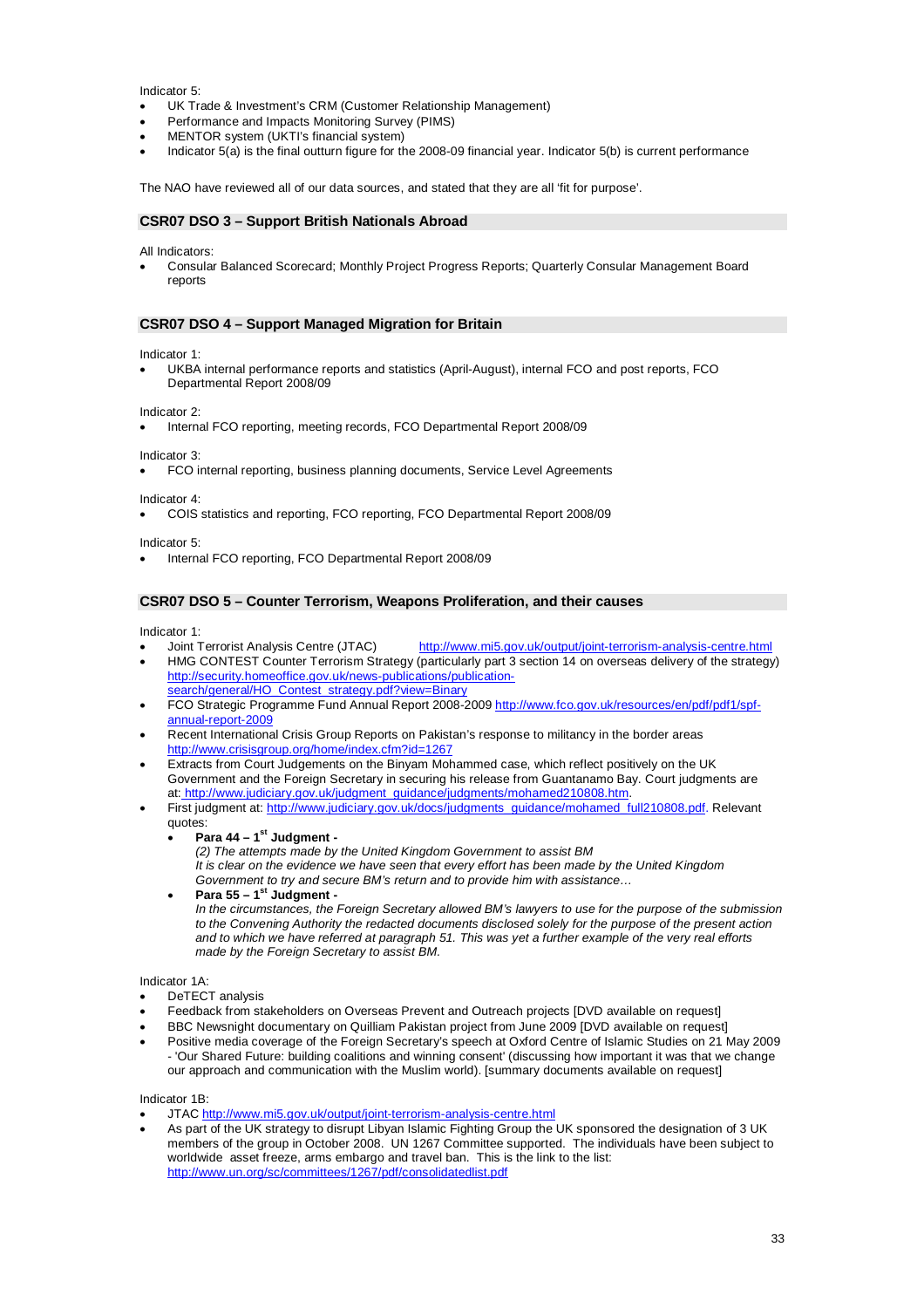Indicator 5:

- UK Trade & Investment's CRM (Customer Relationship Management)
- Performance and Impacts Monitoring Survey (PIMS)
- MENTOR system (UKTI's financial system)
- Indicator 5(a) is the final outturn figure for the 2008-09 financial year. Indicator 5(b) is current performance

The NAO have reviewed all of our data sources, and stated that they are all 'fit for purpose'.

## CSR07 DSO 3 – Support British Nationals Abroad

All Indicators:

- Consular Balanced Scorecard; Monthly Project Progress Reports; Quarterly Consular Management Board reports

## CSR07 DSO 4 – Support Managed Migration for Britain

Indicator 1:

- UKBA internal performance reports and statistics (April-August), internal FCO and post reports, FCO Departmental Report 2008/09

Indicator 2:

- Internal FCO reporting, meeting records, FCO Departmental Report 2008/09

Indicator 3:

- FCO internal reporting, business planning documents, Service Level Agreements

Indicator 4:

- COIS statistics and reporting, FCO reporting, FCO Departmental Report 2008/09

Indicator 5:

- Internal FCO reporting, FCO Departmental Report 2008/09

## CSR07 DSO 5 – Counter Terrorism, Weapons Proliferation, and their causes

Indicator 1:

- Joint Terrorist Analysis Centre (JTAC) http://www.mi5.gov.uk/output/joint-terrorism-analysis-centre.html
- HMG CONTEST Counter Terrorism Strategy (particularly part 3 section 14 on overseas delivery of the strategy) http://security.homeoffice.gov.uk/news-publications/publication-search/general/HO_Contest_strategy.pdf?view=Binary
- FCO Strategic Programme Fund Annual Report 2008-2009 http://www.fco.gov.uk/resources/en/pdf/pdf1/spf-annual-report-2009
- Recent International Crisis Group Reports on Pakistan's response to militancy in the border areas http://www.crisisgroup.org/home/index.cfm?id=1267
- Extracts from Court Judgements on the Binyam Mohammed case, which reflect positively on the UK Government and the Foreign Secretary in securing his release from Guantanamo Bay. Court judgments are at: http://www.judiciary.gov.uk/judgment_guidance/judgments/mohamed210808.htm.
- First judgment at: http://www.judiciary.gov.uk/docs/judgments_guidance/mohamed_full210808.pdf. Relevant quotes:
  - **Para 44 – 1st Judgment -**
    *(2) The attempts made by the United Kingdom Government to assist BM*
    *It is clear on the evidence we have seen that every effort has been made by the United Kingdom Government to try and secure BM's return and to provide him with assistance…*
  - **Para 55 – 1st Judgment -**
    *In the circumstances, the Foreign Secretary allowed BM's lawyers to use for the purpose of the submission to the Convening Authority the redacted documents disclosed solely for the purpose of the present action and to which we have referred at paragraph 51. This was yet a further example of the very real efforts made by the Foreign Secretary to assist BM.*

Indicator 1A:

- DeTECT analysis
- Feedback from stakeholders on Overseas Prevent and Outreach projects [DVD available on request]
- BBC Newsnight documentary on Quilliam Pakistan project from June 2009 [DVD available on request]
- Positive media coverage of the Foreign Secretary's speech at Oxford Centre of Islamic Studies on 21 May 2009 - 'Our Shared Future: building coalitions and winning consent' (discussing how important it was that we change our approach and communication with the Muslim world). [summary documents available on request]

Indicator 1B:

- JTAC http://www.mi5.gov.uk/output/joint-terrorism-analysis-centre.html
- As part of the UK strategy to disrupt Libyan Islamic Fighting Group the UK sponsored the designation of 3 UK members of the group in October 2008. UN 1267 Committee supported. The individuals have been subject to worldwide asset freeze, arms embargo and travel ban. This is the link to the list: http://www.un.org/sc/committees/1267/pdf/consolidatedlist.pdf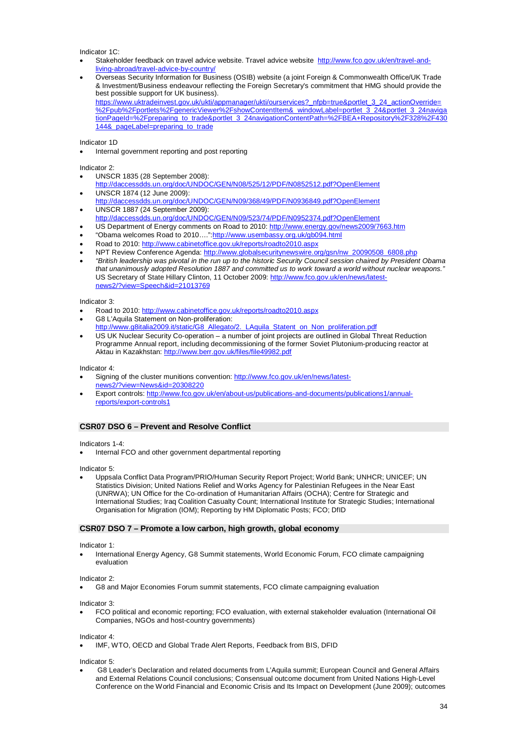Indicator 1C:

- Stakeholder feedback on travel advice website. Travel advice website http://www.fco.gov.uk/en/travel-and-living-abroad/travel-advice-by-country/
- Overseas Security Information for Business (OSIB) website (a joint Foreign & Commonwealth Office/UK Trade & Investment/Business endeavour reflecting the Foreign Secretary's commitment that HMG should provide the best possible support for UK business). https://www.uktradeinvest.gov.uk/ukti/appmanager/ukti/ourservices?_nfpb=true&portlet_3_24_actionOverride=%2Fpub%2Fportlets%2FgenericViewer%2FshowContentItem&_windowLabel=portlet_3_24&portlet_3_24navigationPageId=%2Fpreparing_to_trade&portlet_3_24navigationContentPath=%2FBEA+Repository%2F328%2F430144&_pageLabel=preparing_to_trade

Indicator 1D

- Internal government reporting and post reporting

Indicator 2:

- UNSCR 1835 (28 September 2008): http://daccessdds.un.org/doc/UNDOC/GEN/N08/525/12/PDF/N0852512.pdf?OpenElement
- UNSCR 1874 (12 June 2009): http://daccessdds.un.org/doc/UNDOC/GEN/N09/368/49/PDF/N0936849.pdf?OpenElement
- UNSCR 1887 (24 September 2009): http://daccessdds.un.org/doc/UNDOC/GEN/N09/523/74/PDF/N0952374.pdf?OpenElement
- US Department of Energy comments on Road to 2010: http://www.energy.gov/news2009/7663.htm
- "Obama welcomes Road to 2010….":http://www.usembassy.org.uk/gb094.html
- Road to 2010: http://www.cabinetoffice.gov.uk/reports/roadto2010.aspx
- NPT Review Conference Agenda: http://www.globalsecuritynewswire.org/gsn/nw_20090508_6808.php
- *"British leadership was pivotal in the run up to the historic Security Council session chaired by President Obama that unanimously adopted Resolution 1887 and committed us to work toward a world without nuclear weapons."* US Secretary of State Hillary Clinton, 11 October 2009: http://www.fco.gov.uk/en/news/latest-news2/?view=Speech&id=21013769

Indicator 3:

- Road to 2010: http://www.cabinetoffice.gov.uk/reports/roadto2010.aspx
- G8 L'Aquila Statement on Non-proliferation: http://www.g8italia2009.it/static/G8_Allegato/2._LAquila_Statent_on_Non_proliferation.pdf
- US UK Nuclear Security Co-operation – a number of joint projects are outlined in Global Threat Reduction Programme Annual report, including decommissioning of the former Soviet Plutonium-producing reactor at Aktau in Kazakhstan: http://www.berr.gov.uk/files/file49982.pdf

Indicator 4:

- Signing of the cluster munitions convention: http://www.fco.gov.uk/en/news/latest-news2/?view=News&id=20308220
- Export controls: http://www.fco.gov.uk/en/about-us/publications-and-documents/publications1/annual-reports/export-controls1

## CSR07 DSO 6 – Prevent and Resolve Conflict

Indicators 1-4:

- Internal FCO and other government departmental reporting

Indicator 5:

- Uppsala Conflict Data Program/PRIO/Human Security Report Project; World Bank; UNHCR; UNICEF; UN Statistics Division; United Nations Relief and Works Agency for Palestinian Refugees in the Near East (UNRWA); UN Office for the Co-ordination of Humanitarian Affairs (OCHA); Centre for Strategic and International Studies; Iraq Coalition Casualty Count; International Institute for Strategic Studies; International Organisation for Migration (IOM); Reporting by HM Diplomatic Posts; FCO; DfID

## CSR07 DSO 7 – Promote a low carbon, high growth, global economy

Indicator 1:

- International Energy Agency, G8 Summit statements, World Economic Forum, FCO climate campaigning evaluation

Indicator 2:

- G8 and Major Economies Forum summit statements, FCO climate campaigning evaluation

Indicator 3:

- FCO political and economic reporting; FCO evaluation, with external stakeholder evaluation (International Oil Companies, NGOs and host-country governments)

Indicator 4:

- IMF, WTO, OECD and Global Trade Alert Reports, Feedback from BIS, DFID

Indicator 5:

- G8 Leader's Declaration and related documents from L'Aquila summit; European Council and General Affairs and External Relations Council conclusions; Consensual outcome document from United Nations High-Level Conference on the World Financial and Economic Crisis and Its Impact on Development (June 2009); outcomes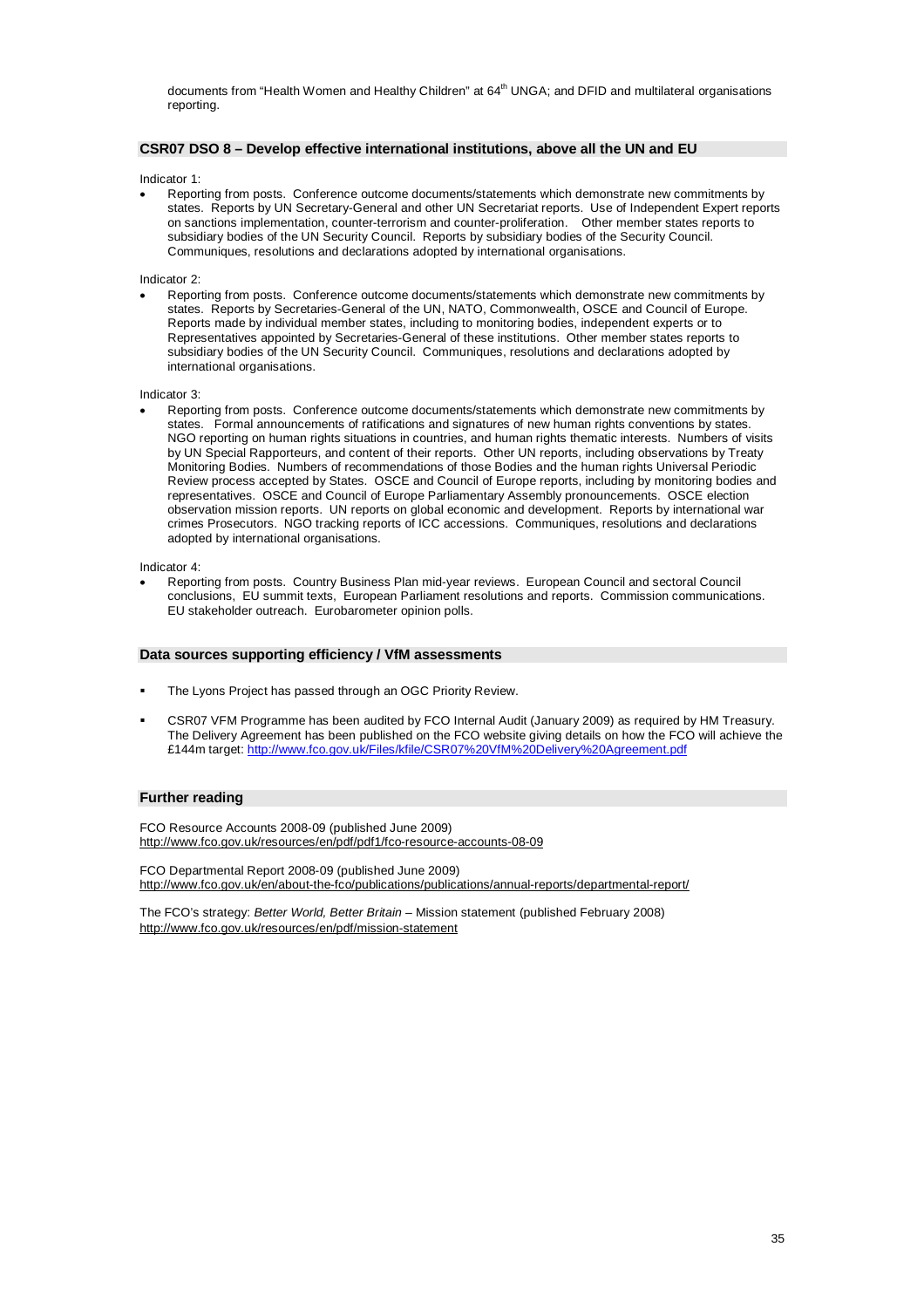documents from "Health Women and Healthy Children" at 64th UNGA; and DFID and multilateral organisations reporting.

## CSR07 DSO 8 – Develop effective international institutions, above all the UN and EU

Indicator 1:

- Reporting from posts. Conference outcome documents/statements which demonstrate new commitments by states. Reports by UN Secretary-General and other UN Secretariat reports. Use of Independent Expert reports on sanctions implementation, counter-terrorism and counter-proliferation. Other member states reports to subsidiary bodies of the UN Security Council. Reports by subsidiary bodies of the Security Council. Communiques, resolutions and declarations adopted by international organisations.

Indicator 2:

- Reporting from posts. Conference outcome documents/statements which demonstrate new commitments by states. Reports by Secretaries-General of the UN, NATO, Commonwealth, OSCE and Council of Europe. Reports made by individual member states, including to monitoring bodies, independent experts or to Representatives appointed by Secretaries-General of these institutions. Other member states reports to subsidiary bodies of the UN Security Council. Communiques, resolutions and declarations adopted by international organisations.

Indicator 3:

- Reporting from posts. Conference outcome documents/statements which demonstrate new commitments by states. Formal announcements of ratifications and signatures of new human rights conventions by states. NGO reporting on human rights situations in countries, and human rights thematic interests. Numbers of visits by UN Special Rapporteurs, and content of their reports. Other UN reports, including observations by Treaty Monitoring Bodies. Numbers of recommendations of those Bodies and the human rights Universal Periodic Review process accepted by States. OSCE and Council of Europe reports, including by monitoring bodies and representatives. OSCE and Council of Europe Parliamentary Assembly pronouncements. OSCE election observation mission reports. UN reports on global economic and development. Reports by international war crimes Prosecutors. NGO tracking reports of ICC accessions. Communiques, resolutions and declarations adopted by international organisations.

Indicator 4:

- Reporting from posts. Country Business Plan mid-year reviews. European Council and sectoral Council conclusions, EU summit texts, European Parliament resolutions and reports. Commission communications. EU stakeholder outreach. Eurobarometer opinion polls.

## Data sources supporting efficiency / VfM assessments

- The Lyons Project has passed through an OGC Priority Review.
- CSR07 VFM Programme has been audited by FCO Internal Audit (January 2009) as required by HM Treasury. The Delivery Agreement has been published on the FCO website giving details on how the FCO will achieve the £144m target: http://www.fco.gov.uk/Files/kfile/CSR07%20VfM%20Delivery%20Agreement.pdf

## Further reading

FCO Resource Accounts 2008-09 (published June 2009)
http://www.fco.gov.uk/resources/en/pdf/pdf1/fco-resource-accounts-08-09

FCO Departmental Report 2008-09 (published June 2009)
http://www.fco.gov.uk/en/about-the-fco/publications/publications/annual-reports/departmental-report/

The FCO's strategy: *Better World, Better Britain* – Mission statement (published February 2008)
http://www.fco.gov.uk/resources/en/pdf/mission-statement